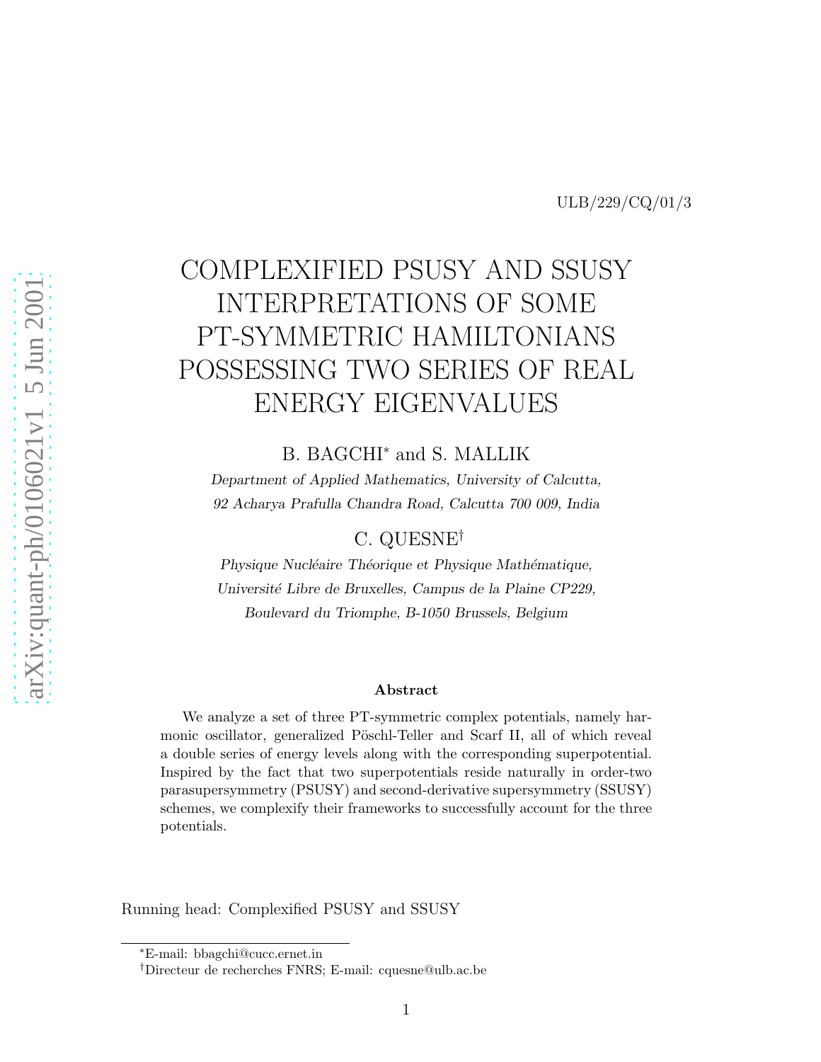ULB/229/CQ/01/3

# COMPLEXIFIED PSUSY AND SSUSY INTERPRETATIONS OF SOME PT-SYMMETRIC HAMILTONIANS POSSESSING TWO SERIES OF REAL ENERGY EIGENVALUES

B. BAGCHI[*] and S. MALLIK

*Department of Applied Mathematics, University of Calcutta, 92 Acharya Prafulla Chandra Road, Calcutta 700 009, India*

C. QUESNE[†]

*Physique Nucléaire Théorique et Physique Mathématique, Université Libre de Bruxelles, Campus de la Plaine CP229, Boulevard du Triomphe, B-1050 Brussels, Belgium*

### Abstract

We analyze a set of three PT-symmetric complex potentials, namely harmonic oscillator, generalized Pöschl-Teller and Scarf II, all of which reveal a double series of energy levels along with the corresponding superpotential. Inspired by the fact that two superpotentials reside naturally in order-two parasupersymmetry (PSUSY) and second-derivative supersymmetry (SSUSY) schemes, we complexify their frameworks to successfully account for the three potentials.

Running head: Complexified PSUSY and SSUSY

---

[*] E-mail: bbagchi@cucc.ernet.in

[†] Directeur de recherches FNRS; E-mail: cquesne@ulb.ac.be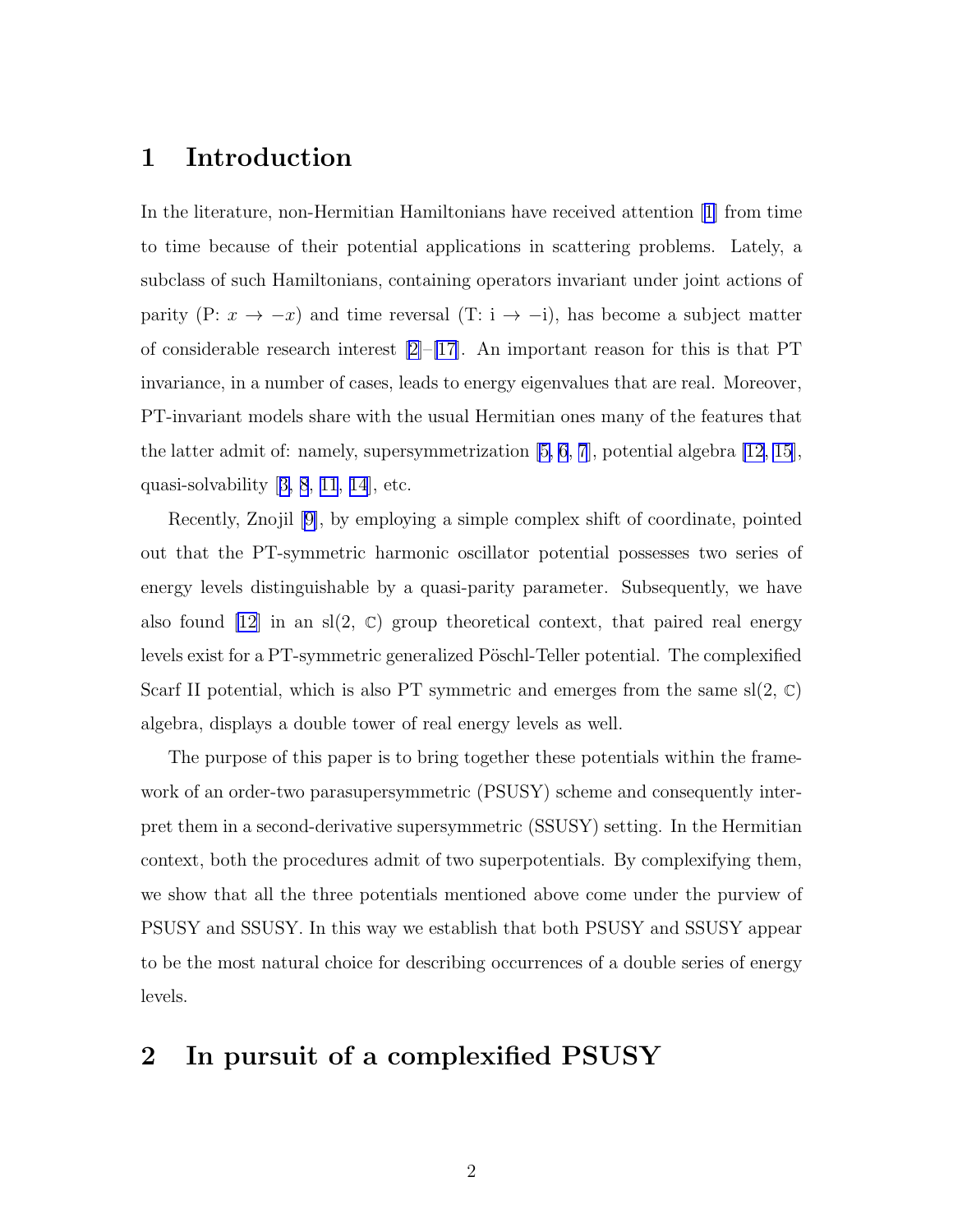## 1 Introduction

In the literature, non-Hermitian Hamiltonians have received attention [1] from time to time because of their potential applications in scattering problems. Lately, a subclass of such Hamiltonians, containing operators invariant under joint actions of parity (P: $x \to -x$) and time reversal (T: $\mathrm{i} \to -\mathrm{i}$), has become a subject matter of considerable research interest [2]–[17]. An important reason for this is that PT invariance, in a number of cases, leads to energy eigenvalues that are real. Moreover, PT-invariant models share with the usual Hermitian ones many of the features that the latter admit of: namely, supersymmetrization [5, 6, 7], potential algebra [12, 15], quasi-solvability [3, 8, 11, 14], etc.

Recently, Znojil [9], by employing a simple complex shift of coordinate, pointed out that the PT-symmetric harmonic oscillator potential possesses two series of energy levels distinguishable by a quasi-parity parameter. Subsequently, we have also found [12] in an sl(2, $\mathbb{C}$) group theoretical context, that paired real energy levels exist for a PT-symmetric generalized Pöschl-Teller potential. The complexified Scarf II potential, which is also PT symmetric and emerges from the same sl(2, $\mathbb{C}$) algebra, displays a double tower of real energy levels as well.

The purpose of this paper is to bring together these potentials within the framework of an order-two parasupersymmetric (PSUSY) scheme and consequently interpret them in a second-derivative supersymmetric (SSUSY) setting. In the Hermitian context, both the procedures admit of two superpotentials. By complexifying them, we show that all the three potentials mentioned above come under the purview of PSUSY and SSUSY. In this way we establish that both PSUSY and SSUSY appear to be the most natural choice for describing occurrences of a double series of energy levels.

## 2 In pursuit of a complexified PSUSY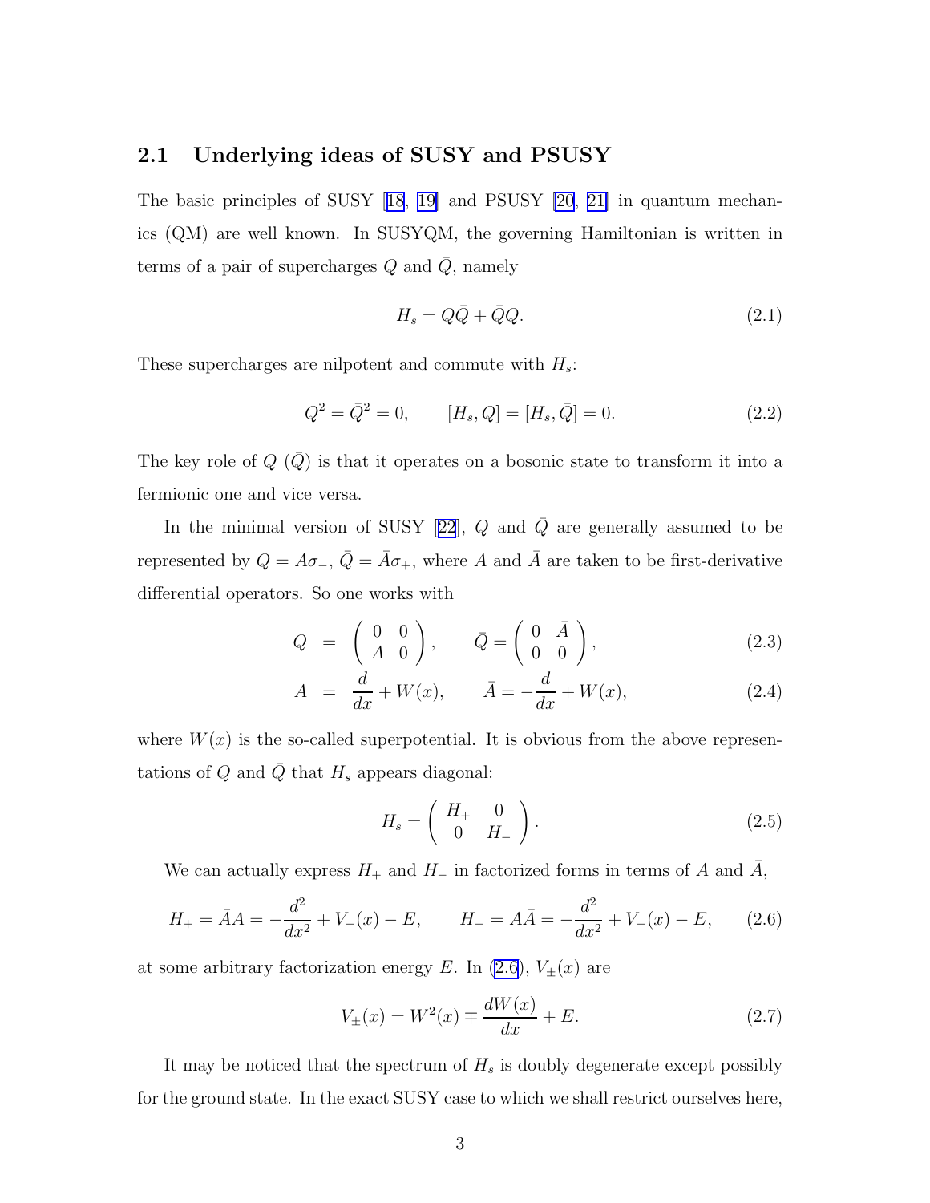## 2.1 Underlying ideas of SUSY and PSUSY

The basic principles of SUSY [18, 19] and PSUSY [20, 21] in quantum mechanics (QM) are well known. In SUSYQM, the governing Hamiltonian is written in terms of a pair of supercharges $Q$ and $\bar{Q}$, namely

$$H_s = Q\bar{Q} + \bar{Q}Q. \tag{2.1}$$

These supercharges are nilpotent and commute with $H_s$:

$$Q^2 = \bar{Q}^2 = 0, \qquad [H_s, Q] = [H_s, \bar{Q}] = 0. \tag{2.2}$$

The key role of $Q$ ($\bar{Q}$) is that it operates on a bosonic state to transform it into a fermionic one and vice versa.

In the minimal version of SUSY [22], $Q$ and $\bar{Q}$ are generally assumed to be represented by $Q = A\sigma_-$, $\bar{Q} = \bar{A}\sigma_+$, where $A$ and $\bar{A}$ are taken to be first-derivative differential operators. So one works with

$$Q = \begin{pmatrix} 0 & 0 \\ A & 0 \end{pmatrix}, \qquad \bar{Q} = \begin{pmatrix} 0 & \bar{A} \\ 0 & 0 \end{pmatrix}, \tag{2.3}$$

$$A = \frac{d}{dx} + W(x), \qquad \bar{A} = -\frac{d}{dx} + W(x), \tag{2.4}$$

where $W(x)$ is the so-called superpotential. It is obvious from the above representations of $Q$ and $\bar{Q}$ that $H_s$ appears diagonal:

$$H_s = \begin{pmatrix} H_+ & 0 \\ 0 & H_- \end{pmatrix}. \tag{2.5}$$

We can actually express $H_+$ and $H_-$ in factorized forms in terms of $A$ and $\bar{A}$,

$$H_+ = \bar{A}A = -\frac{d^2}{dx^2} + V_+(x) - E, \qquad H_- = A\bar{A} = -\frac{d^2}{dx^2} + V_-(x) - E, \tag{2.6}$$

at some arbitrary factorization energy $E$. In (2.6), $V_\pm(x)$ are

$$V_\pm(x) = W^2(x) \mp \frac{dW(x)}{dx} + E. \tag{2.7}$$

It may be noticed that the spectrum of $H_s$ is doubly degenerate except possibly for the ground state. In the exact SUSY case to which we shall restrict ourselves here,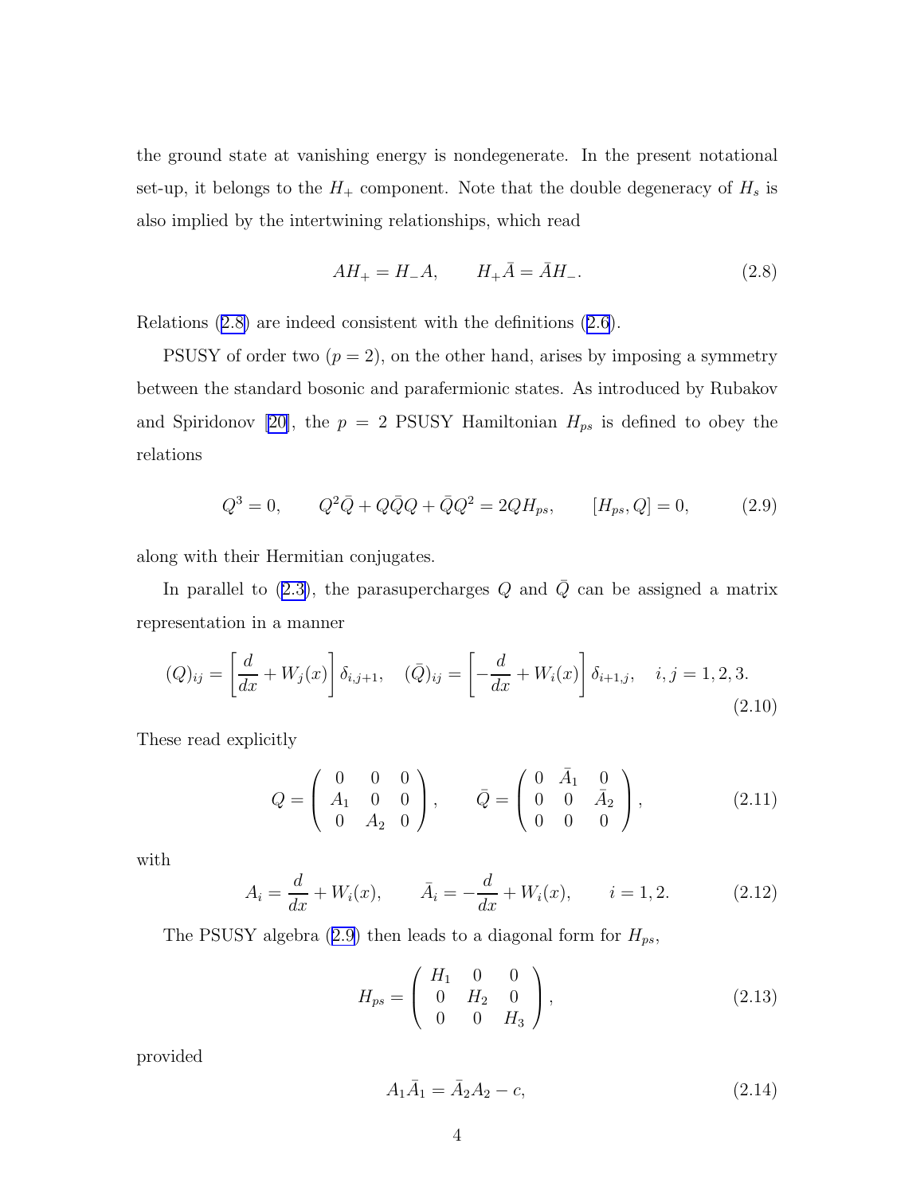the ground state at vanishing energy is nondegenerate. In the present notational set-up, it belongs to the $H_+$ component. Note that the double degeneracy of $H_s$ is also implied by the intertwining relationships, which read

$$AH_+ = H_- A, \qquad H_+ \bar{A} = \bar{A} H_-. \tag{2.8}$$

Relations (2.8) are indeed consistent with the definitions (2.6).

PSUSY of order two ($p = 2$), on the other hand, arises by imposing a symmetry between the standard bosonic and parafermionic states. As introduced by Rubakov and Spiridonov [20], the $p = 2$ PSUSY Hamiltonian $H_{ps}$ is defined to obey the relations

$$Q^3 = 0, \qquad Q^2 \bar{Q} + Q \bar{Q} Q + \bar{Q} Q^2 = 2 Q H_{ps}, \qquad [H_{ps}, Q] = 0, \tag{2.9}$$

along with their Hermitian conjugates.

In parallel to (2.3), the parasupercharges $Q$ and $\bar{Q}$ can be assigned a matrix representation in a manner

$$(Q)_{ij} = \left[\frac{d}{dx} + W_j(x)\right] \delta_{i,j+1}, \quad (\bar{Q})_{ij} = \left[-\frac{d}{dx} + W_i(x)\right] \delta_{i+1,j}, \quad i,j = 1,2,3. \tag{2.10}$$

These read explicitly

$$Q = \begin{pmatrix} 0 & 0 & 0 \\ A_1 & 0 & 0 \\ 0 & A_2 & 0 \end{pmatrix}, \qquad \bar{Q} = \begin{pmatrix} 0 & \bar{A}_1 & 0 \\ 0 & 0 & \bar{A}_2 \\ 0 & 0 & 0 \end{pmatrix}, \tag{2.11}$$

with

$$A_i = \frac{d}{dx} + W_i(x), \qquad \bar{A}_i = -\frac{d}{dx} + W_i(x), \qquad i = 1, 2. \tag{2.12}$$

The PSUSY algebra (2.9) then leads to a diagonal form for $H_{ps}$,

$$H_{ps} = \begin{pmatrix} H_1 & 0 & 0 \\ 0 & H_2 & 0 \\ 0 & 0 & H_3 \end{pmatrix}, \tag{2.13}$$

provided

$$A_1 \bar{A}_1 = \bar{A}_2 A_2 - c, \tag{2.14}$$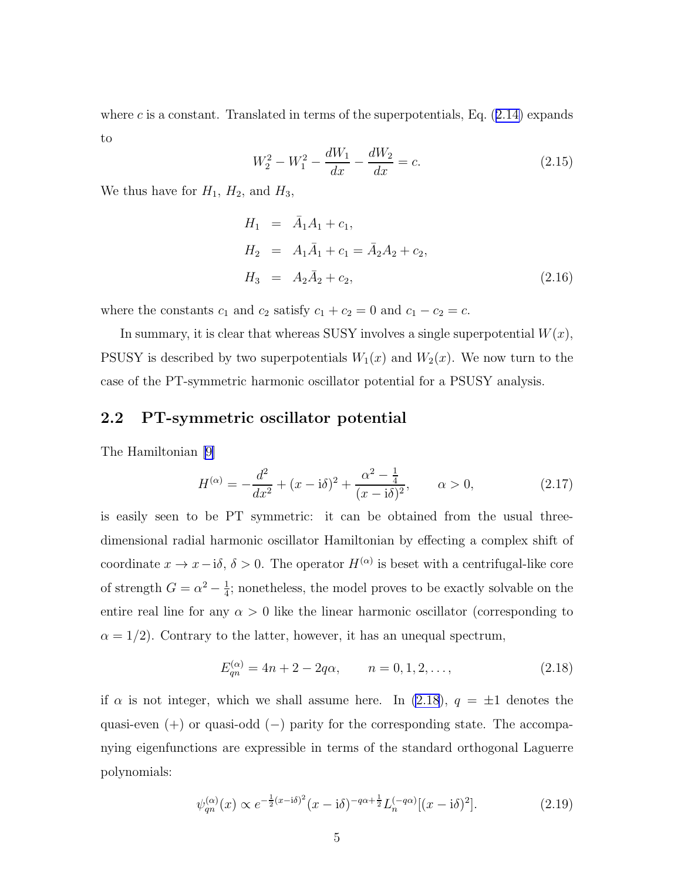where $c$ is a constant. Translated in terms of the superpotentials, Eq. (2.14) expands to

$$W_2^2 - W_1^2 - \frac{dW_1}{dx} - \frac{dW_2}{dx} = c. \tag{2.15}$$

We thus have for $H_1$, $H_2$, and $H_3$,

$$\begin{aligned} H_1 &= \bar{A}_1 A_1 + c_1, \\ H_2 &= A_1 \bar{A}_1 + c_1 = \bar{A}_2 A_2 + c_2, \\ H_3 &= A_2 \bar{A}_2 + c_2, \end{aligned} \tag{2.16}$$

where the constants $c_1$ and $c_2$ satisfy $c_1 + c_2 = 0$ and $c_1 - c_2 = c$.

In summary, it is clear that whereas SUSY involves a single superpotential $W(x)$, PSUSY is described by two superpotentials $W_1(x)$ and $W_2(x)$. We now turn to the case of the PT-symmetric harmonic oscillator potential for a PSUSY analysis.

## 2.2 PT-symmetric oscillator potential

The Hamiltonian [9]

$$H^{(\alpha)} = -\frac{d^2}{dx^2} + (x - \mathrm{i}\delta)^2 + \frac{\alpha^2 - \frac{1}{4}}{(x - \mathrm{i}\delta)^2}, \qquad \alpha > 0, \tag{2.17}$$

is easily seen to be PT symmetric: it can be obtained from the usual three-dimensional radial harmonic oscillator Hamiltonian by effecting a complex shift of coordinate $x \to x - \mathrm{i}\delta$, $\delta > 0$. The operator $H^{(\alpha)}$ is beset with a centrifugal-like core of strength $G = \alpha^2 - \frac{1}{4}$; nonetheless, the model proves to be exactly solvable on the entire real line for any $\alpha > 0$ like the linear harmonic oscillator (corresponding to $\alpha = 1/2$). Contrary to the latter, however, it has an unequal spectrum,

$$E_{qn}^{(\alpha)} = 4n + 2 - 2q\alpha, \qquad n = 0, 1, 2, \ldots, \tag{2.18}$$

if $\alpha$ is not integer, which we shall assume here. In (2.18), $q = \pm 1$ denotes the quasi-even $(+)$ or quasi-odd $(-)$ parity for the corresponding state. The accompanying eigenfunctions are expressible in terms of the standard orthogonal Laguerre polynomials:

$$\psi_{qn}^{(\alpha)}(x) \propto e^{-\frac{1}{2}(x-\mathrm{i}\delta)^2} (x - \mathrm{i}\delta)^{-q\alpha + \frac{1}{2}} L_n^{(-q\alpha)}[(x - \mathrm{i}\delta)^2]. \tag{2.19}$$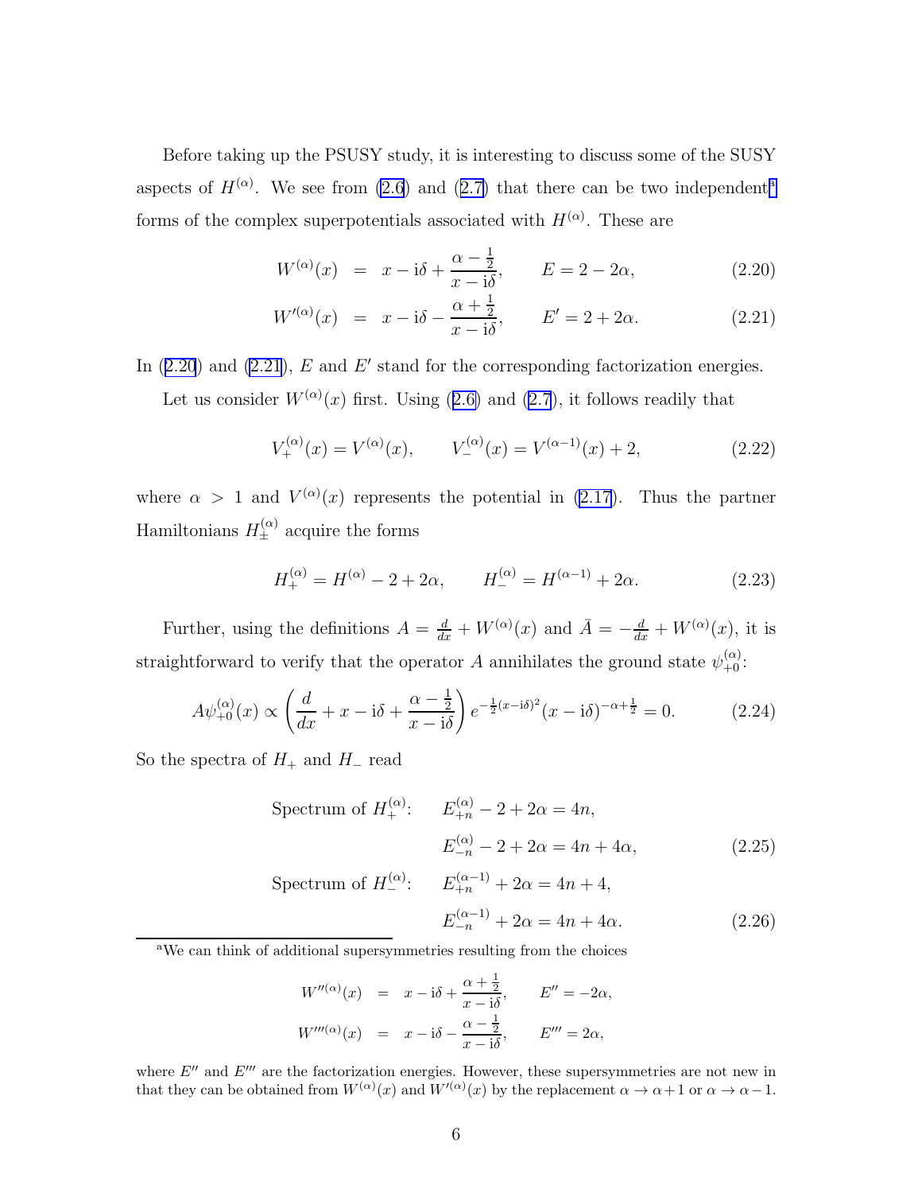Before taking up the PSUSY study, it is interesting to discuss some of the SUSY aspects of $H^{(\alpha)}$. We see from (2.6) and (2.7) that there can be two independent[a] forms of the complex superpotentials associated with $H^{(\alpha)}$. These are

$$W^{(\alpha)}(x) = x - \mathrm{i}\delta + \frac{\alpha - \frac{1}{2}}{x - \mathrm{i}\delta}, \qquad E = 2 - 2\alpha, \tag{2.20}$$

$$W'^{(\alpha)}(x) = x - \mathrm{i}\delta - \frac{\alpha + \frac{1}{2}}{x - \mathrm{i}\delta}, \qquad E' = 2 + 2\alpha. \tag{2.21}$$

In (2.20) and (2.21), $E$ and $E'$ stand for the corresponding factorization energies.

Let us consider $W^{(\alpha)}(x)$ first. Using (2.6) and (2.7), it follows readily that

$$V_+^{(\alpha)}(x) = V^{(\alpha)}(x), \qquad V_-^{(\alpha)}(x) = V^{(\alpha-1)}(x) + 2, \tag{2.22}$$

where $\alpha > 1$ and $V^{(\alpha)}(x)$ represents the potential in (2.17). Thus the partner Hamiltonians $H_\pm^{(\alpha)}$ acquire the forms

$$H_+^{(\alpha)} = H^{(\alpha)} - 2 + 2\alpha, \qquad H_-^{(\alpha)} = H^{(\alpha-1)} + 2\alpha. \tag{2.23}$$

Further, using the definitions $A = \frac{d}{dx} + W^{(\alpha)}(x)$ and $\bar{A} = -\frac{d}{dx} + W^{(\alpha)}(x)$, it is straightforward to verify that the operator $A$ annihilates the ground state $\psi_{+0}^{(\alpha)}$:

$$A\psi_{+0}^{(\alpha)}(x) \propto \left( \frac{d}{dx} + x - \mathrm{i}\delta + \frac{\alpha - \frac{1}{2}}{x - \mathrm{i}\delta} \right) e^{-\frac{1}{2}(x-\mathrm{i}\delta)^2} (x - \mathrm{i}\delta)^{-\alpha + \frac{1}{2}} = 0. \tag{2.24}$$

So the spectra of $H_+$ and $H_-$ read

$$\begin{aligned} \text{Spectrum of } H_+^{(\alpha)}: \quad & E_{+n}^{(\alpha)} - 2 + 2\alpha = 4n, \\ & E_{-n}^{(\alpha)} - 2 + 2\alpha = 4n + 4\alpha, \end{aligned} \tag{2.25}$$

$$\begin{aligned} \text{Spectrum of } H_-^{(\alpha)}: \quad & E_{+n}^{(\alpha-1)} + 2\alpha = 4n + 4, \\ & E_{-n}^{(\alpha-1)} + 2\alpha = 4n + 4\alpha. \end{aligned} \tag{2.26}$$

---

[a] We can think of additional supersymmetries resulting from the choices

$$W''^{(\alpha)}(x) = x - \mathrm{i}\delta + \frac{\alpha + \frac{1}{2}}{x - \mathrm{i}\delta}, \qquad E'' = -2\alpha,$$

$$W'''^{(\alpha)}(x) = x - \mathrm{i}\delta - \frac{\alpha - \frac{1}{2}}{x - \mathrm{i}\delta}, \qquad E''' = 2\alpha,$$

where $E''$ and $E'''$ are the factorization energies. However, these supersymmetries are not new in that they can be obtained from $W^{(\alpha)}(x)$ and $W'^{(\alpha)}(x)$ by the replacement $\alpha \to \alpha + 1$ or $\alpha \to \alpha - 1$.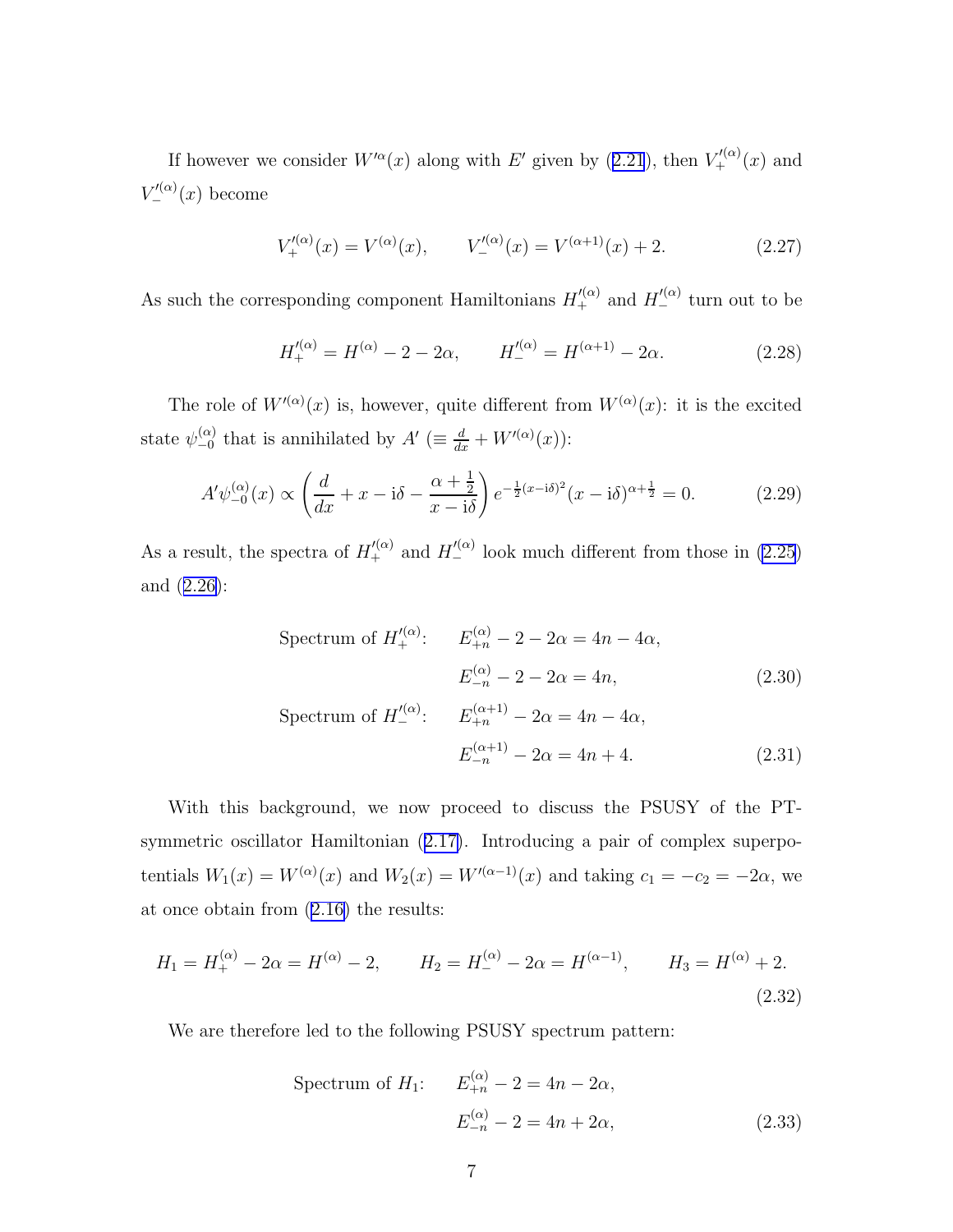If however we consider $W'^{\alpha}(x)$ along with $E'$ given by (2.21), then $V_+'^{(\alpha)}(x)$ and $V_-'^{(\alpha)}(x)$ become

$$V_+'^{(\alpha)}(x) = V^{(\alpha)}(x), \qquad V_-'^{(\alpha)}(x) = V^{(\alpha+1)}(x) + 2. \tag{2.27}$$

As such the corresponding component Hamiltonians $H_+'^{(\alpha)}$ and $H_-'^{(\alpha)}$ turn out to be

$$H_+'^{(\alpha)} = H^{(\alpha)} - 2 - 2\alpha, \qquad H_-'^{(\alpha)} = H^{(\alpha+1)} - 2\alpha. \tag{2.28}$$

The role of $W'^{(\alpha)}(x)$ is, however, quite different from $W^{(\alpha)}(x)$: it is the excited state $\psi_{-0}^{(\alpha)}$ that is annihilated by $A'$ ($\equiv \frac{d}{dx} + W'^{(\alpha)}(x)$):

$$A'\psi_{-0}^{(\alpha)}(x) \propto \left(\frac{d}{dx} + x - \mathrm{i}\delta - \frac{\alpha + \frac{1}{2}}{x - \mathrm{i}\delta}\right) e^{-\frac{1}{2}(x-\mathrm{i}\delta)^2}(x - \mathrm{i}\delta)^{\alpha+\frac{1}{2}} = 0. \tag{2.29}$$

As a result, the spectra of $H_+'^{(\alpha)}$ and $H_-'^{(\alpha)}$ look much different from those in (2.25) and (2.26):

$$\begin{aligned}
\text{Spectrum of } H_+'^{(\alpha)}: \quad & E_{+n}^{(\alpha)} - 2 - 2\alpha = 4n - 4\alpha, \\
& E_{-n}^{(\alpha)} - 2 - 2\alpha = 4n,
\end{aligned} \tag{2.30}$$

$$\begin{aligned}
\text{Spectrum of } H_-'^{(\alpha)}: \quad & E_{+n}^{(\alpha+1)} - 2\alpha = 4n - 4\alpha, \\
& E_{-n}^{(\alpha+1)} - 2\alpha = 4n + 4.
\end{aligned} \tag{2.31}$$

With this background, we now proceed to discuss the PSUSY of the PT-symmetric oscillator Hamiltonian (2.17). Introducing a pair of complex superpotentials $W_1(x) = W^{(\alpha)}(x)$ and $W_2(x) = W'^{(\alpha-1)}(x)$ and taking $c_1 = -c_2 = -2\alpha$, we at once obtain from (2.16) the results:

$$H_1 = H_+^{(\alpha)} - 2\alpha = H^{(\alpha)} - 2, \qquad H_2 = H_-^{(\alpha)} - 2\alpha = H^{(\alpha-1)}, \qquad H_3 = H^{(\alpha)} + 2. \tag{2.32}$$

We are therefore led to the following PSUSY spectrum pattern:

$$\begin{aligned}
\text{Spectrum of } H_1: \quad & E_{+n}^{(\alpha)} - 2 = 4n - 2\alpha, \\
& E_{-n}^{(\alpha)} - 2 = 4n + 2\alpha,
\end{aligned} \tag{2.33}$$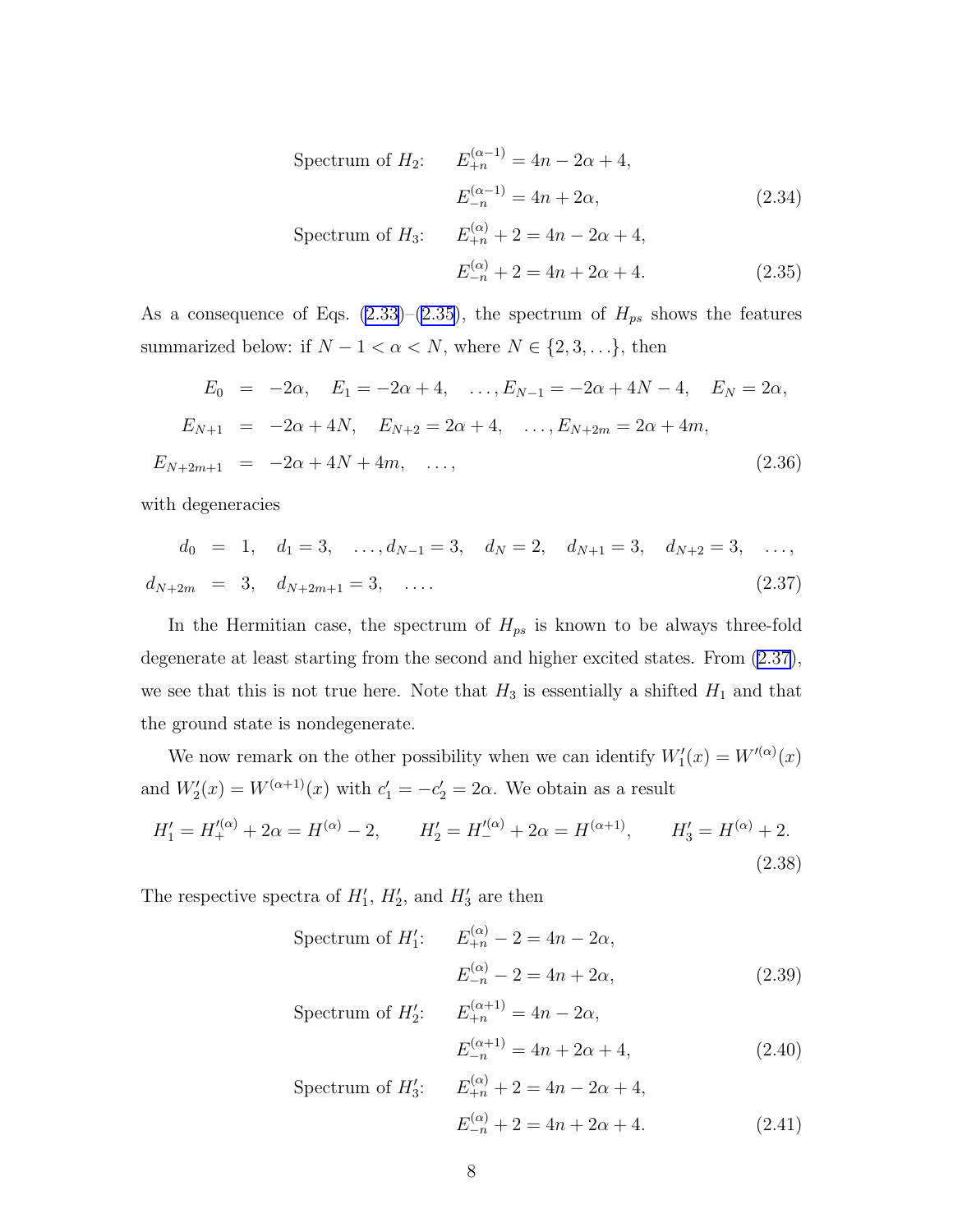$$
\begin{aligned}
\text{Spectrum of } H_2\text{:} \quad & E_{+n}^{(\alpha-1)} = 4n - 2\alpha + 4, \\
& E_{-n}^{(\alpha-1)} = 4n + 2\alpha,
\end{aligned}
\tag{2.34}
$$

$$
\begin{aligned}
\text{Spectrum of } H_3\text{:} \quad & E_{+n}^{(\alpha)} + 2 = 4n - 2\alpha + 4, \\
& E_{-n}^{(\alpha)} + 2 = 4n + 2\alpha + 4.
\end{aligned}
\tag{2.35}
$$

As a consequence of Eqs. (2.33)–(2.35), the spectrum of $H_{ps}$ shows the features summarized below: if $N - 1 < \alpha < N$, where $N \in \{2, 3, \ldots\}$, then

$$
\begin{aligned}
E_0 &= -2\alpha, \quad E_1 = -2\alpha + 4, \quad \ldots, E_{N-1} = -2\alpha + 4N - 4, \quad E_N = 2\alpha, \\
E_{N+1} &= -2\alpha + 4N, \quad E_{N+2} = 2\alpha + 4, \quad \ldots, E_{N+2m} = 2\alpha + 4m, \\
E_{N+2m+1} &= -2\alpha + 4N + 4m, \quad \ldots,
\end{aligned}
\tag{2.36}
$$

with degeneracies

$$
\begin{aligned}
d_0 &= 1, \quad d_1 = 3, \quad \ldots, d_{N-1} = 3, \quad d_N = 2, \quad d_{N+1} = 3, \quad d_{N+2} = 3, \quad \ldots, \\
d_{N+2m} &= 3, \quad d_{N+2m+1} = 3, \quad \ldots.
\end{aligned}
\tag{2.37}
$$

In the Hermitian case, the spectrum of $H_{ps}$ is known to be always three-fold degenerate at least starting from the second and higher excited states. From (2.37), we see that this is not true here. Note that $H_3$ is essentially a shifted $H_1$ and that the ground state is nondegenerate.

We now remark on the other possibility when we can identify $W_1'(x) = W'^{(\alpha)}(x)$ and $W_2'(x) = W^{(\alpha+1)}(x)$ with $c_1' = -c_2' = 2\alpha$. We obtain as a result

$$
H_1' = H_+'^{(\alpha)} + 2\alpha = H^{(\alpha)} - 2, \qquad H_2' = H_-'^{(\alpha)} + 2\alpha = H^{(\alpha+1)}, \qquad H_3' = H^{(\alpha)} + 2.
\tag{2.38}
$$

The respective spectra of $H_1'$, $H_2'$, and $H_3'$ are then

$$
\begin{aligned}
\text{Spectrum of } H_1'\text{:} \quad & E_{+n}^{(\alpha)} - 2 = 4n - 2\alpha, \\
& E_{-n}^{(\alpha)} - 2 = 4n + 2\alpha,
\end{aligned}
\tag{2.39}
$$

$$
\begin{aligned}
\text{Spectrum of } H_2'\text{:} \quad & E_{+n}^{(\alpha+1)} = 4n - 2\alpha, \\
& E_{-n}^{(\alpha+1)} = 4n + 2\alpha + 4,
\end{aligned}
\tag{2.40}
$$

$$
\begin{aligned}
\text{Spectrum of } H_3'\text{:} \quad & E_{+n}^{(\alpha)} + 2 = 4n - 2\alpha + 4, \\
& E_{-n}^{(\alpha)} + 2 = 4n + 2\alpha + 4.
\end{aligned}
\tag{2.41}
$$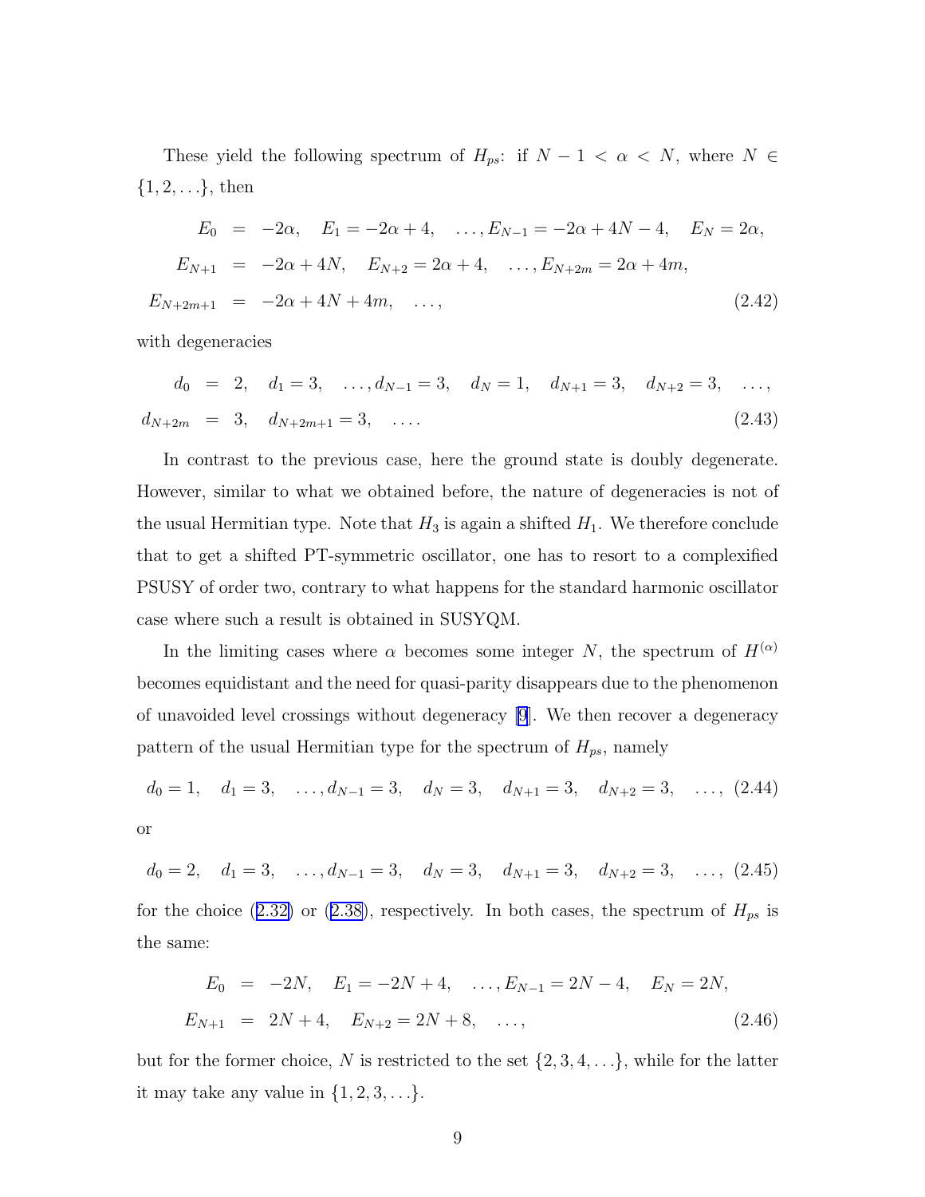These yield the following spectrum of $H_{ps}$: if $N-1 < \alpha < N$, where $N \in \{1, 2, \ldots\}$, then

$$
\begin{aligned}
E_0 &= -2\alpha, \quad E_1 = -2\alpha + 4, \quad \ldots, E_{N-1} = -2\alpha + 4N - 4, \quad E_N = 2\alpha, \\
E_{N+1} &= -2\alpha + 4N, \quad E_{N+2} = 2\alpha + 4, \quad \ldots, E_{N+2m} = 2\alpha + 4m, \\
E_{N+2m+1} &= -2\alpha + 4N + 4m, \quad \ldots,
\end{aligned}
\tag{2.42}
$$

with degeneracies

$$
\begin{aligned}
d_0 &= 2, \quad d_1 = 3, \quad \ldots, d_{N-1} = 3, \quad d_N = 1, \quad d_{N+1} = 3, \quad d_{N+2} = 3, \quad \ldots, \\
d_{N+2m} &= 3, \quad d_{N+2m+1} = 3, \quad \ldots.
\end{aligned}
\tag{2.43}
$$

In contrast to the previous case, here the ground state is doubly degenerate. However, similar to what we obtained before, the nature of degeneracies is not of the usual Hermitian type. Note that $H_3$ is again a shifted $H_1$. We therefore conclude that to get a shifted PT-symmetric oscillator, one has to resort to a complexified PSUSY of order two, contrary to what happens for the standard harmonic oscillator case where such a result is obtained in SUSYQM.

In the limiting cases where $\alpha$ becomes some integer $N$, the spectrum of $H^{(\alpha)}$ becomes equidistant and the need for quasi-parity disappears due to the phenomenon of unavoided level crossings without degeneracy [9]. We then recover a degeneracy pattern of the usual Hermitian type for the spectrum of $H_{ps}$, namely

$$
d_0 = 1, \quad d_1 = 3, \quad \ldots, d_{N-1} = 3, \quad d_N = 3, \quad d_{N+1} = 3, \quad d_{N+2} = 3, \quad \ldots, \tag{2.44}
$$

or

$$
d_0 = 2, \quad d_1 = 3, \quad \ldots, d_{N-1} = 3, \quad d_N = 3, \quad d_{N+1} = 3, \quad d_{N+2} = 3, \quad \ldots, \tag{2.45}
$$

for the choice (2.32) or (2.38), respectively. In both cases, the spectrum of $H_{ps}$ is the same:

$$
\begin{aligned}
E_0 &= -2N, \quad E_1 = -2N + 4, \quad \ldots, E_{N-1} = 2N - 4, \quad E_N = 2N, \\
E_{N+1} &= 2N + 4, \quad E_{N+2} = 2N + 8, \quad \ldots,
\end{aligned}
\tag{2.46}
$$

but for the former choice, $N$ is restricted to the set $\{2, 3, 4, \ldots\}$, while for the latter it may take any value in $\{1, 2, 3, \ldots\}$.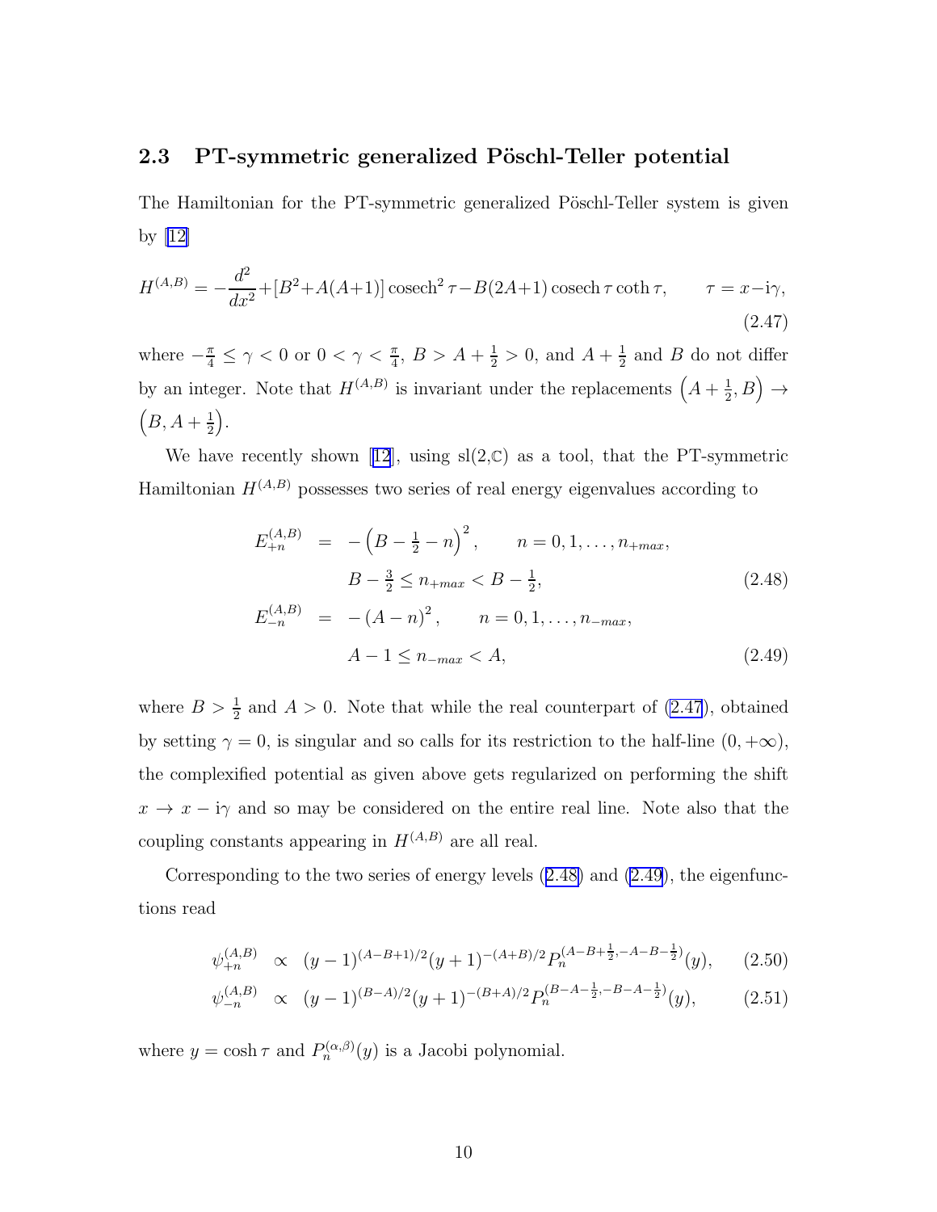### 2.3 PT-symmetric generalized Pöschl-Teller potential

The Hamiltonian for the PT-symmetric generalized Pöschl-Teller system is given by [12]

$$H^{(A,B)} = -\frac{d^2}{dx^2} + [B^2 + A(A+1)] \operatorname{cosech}^2 \tau - B(2A+1) \operatorname{cosech} \tau \coth \tau, \qquad \tau = x - \mathrm{i}\gamma, \tag{2.47}$$

where $-\frac{\pi}{4} \leq \gamma < 0$ or $0 < \gamma < \frac{\pi}{4}$, $B > A + \frac{1}{2} > 0$, and $A + \frac{1}{2}$ and $B$ do not differ by an integer. Note that $H^{(A,B)}$ is invariant under the replacements $\left(A + \frac{1}{2}, B\right) \to \left(B, A + \frac{1}{2}\right)$.

We have recently shown [12], using sl(2,$\mathbb{C}$) as a tool, that the PT-symmetric Hamiltonian $H^{(A,B)}$ possesses two series of real energy eigenvalues according to

$$\begin{aligned} E_{+n}^{(A,B)} &= -\left(B - \tfrac{1}{2} - n\right)^2, \qquad n = 0, 1, \ldots, n_{+max}, \\ &\qquad B - \tfrac{3}{2} \leq n_{+max} < B - \tfrac{1}{2}, \end{aligned} \tag{2.48}$$

$$\begin{aligned} E_{-n}^{(A,B)} &= -(A - n)^2, \qquad n = 0, 1, \ldots, n_{-max}, \\ &\qquad A - 1 \leq n_{-max} < A, \end{aligned} \tag{2.49}$$

where $B > \frac{1}{2}$ and $A > 0$. Note that while the real counterpart of (2.47), obtained by setting $\gamma = 0$, is singular and so calls for its restriction to the half-line $(0, +\infty)$, the complexified potential as given above gets regularized on performing the shift $x \to x - \mathrm{i}\gamma$ and so may be considered on the entire real line. Note also that the coupling constants appearing in $H^{(A,B)}$ are all real.

Corresponding to the two series of energy levels (2.48) and (2.49), the eigenfunctions read

$$\psi_{+n}^{(A,B)} \propto (y-1)^{(A-B+1)/2}(y+1)^{-(A+B)/2} P_n^{(A-B+\frac{1}{2}, -A-B-\frac{1}{2})}(y), \tag{2.50}$$

$$\psi_{-n}^{(A,B)} \propto (y-1)^{(B-A)/2}(y+1)^{-(B+A)/2} P_n^{(B-A-\frac{1}{2}, -B-A-\frac{1}{2})}(y), \tag{2.51}$$

where $y = \cosh \tau$ and $P_n^{(\alpha,\beta)}(y)$ is a Jacobi polynomial.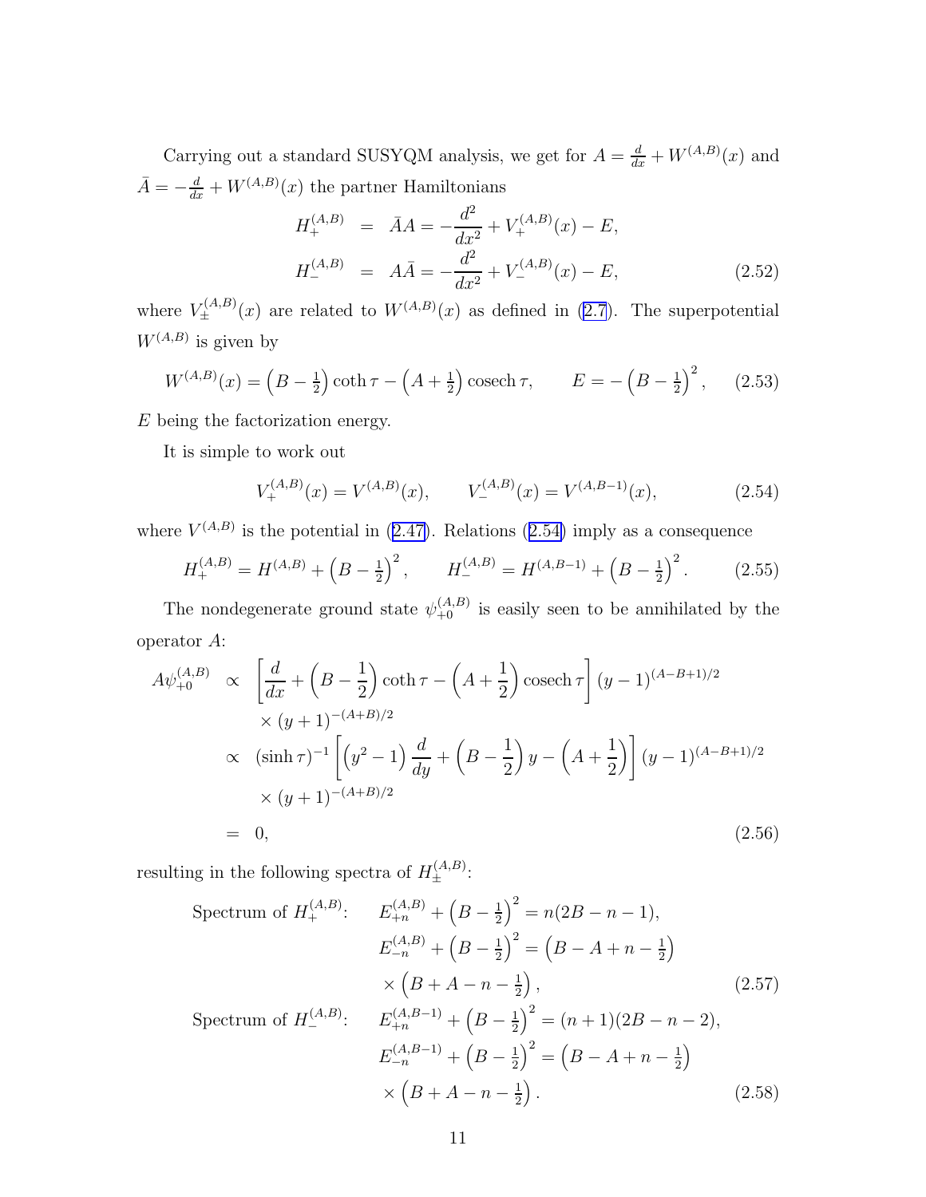Carrying out a standard SUSYQM analysis, we get for $A = \frac{d}{dx} + W^{(A,B)}(x)$ and $\bar{A} = -\frac{d}{dx} + W^{(A,B)}(x)$ the partner Hamiltonians

$$
\begin{aligned}
H_+^{(A,B)} &= \bar{A}A = -\frac{d^2}{dx^2} + V_+^{(A,B)}(x) - E, \\
H_-^{(A,B)} &= A\bar{A} = -\frac{d^2}{dx^2} + V_-^{(A,B)}(x) - E,
\end{aligned} \tag{2.52}
$$

where $V_\pm^{(A,B)}(x)$ are related to $W^{(A,B)}(x)$ as defined in (2.7). The superpotential $W^{(A,B)}$ is given by

$$
W^{(A,B)}(x) = \left(B - \tfrac{1}{2}\right) \coth\tau - \left(A + \tfrac{1}{2}\right) \operatorname{cosech}\tau, \qquad E = -\left(B - \tfrac{1}{2}\right)^2, \tag{2.53}
$$

$E$ being the factorization energy.

It is simple to work out

$$
V_+^{(A,B)}(x) = V^{(A,B)}(x), \qquad V_-^{(A,B)}(x) = V^{(A,B-1)}(x), \tag{2.54}
$$

where $V^{(A,B)}$ is the potential in (2.47). Relations (2.54) imply as a consequence

$$
H_+^{(A,B)} = H^{(A,B)} + \left(B - \tfrac{1}{2}\right)^2, \qquad H_-^{(A,B)} = H^{(A,B-1)} + \left(B - \tfrac{1}{2}\right)^2. \tag{2.55}
$$

The nondegenerate ground state $\psi_{+0}^{(A,B)}$ is easily seen to be annihilated by the operator $A$:

$$
\begin{aligned}
A\psi_{+0}^{(A,B)} &\propto \left[\frac{d}{dx} + \left(B - \frac{1}{2}\right)\coth\tau - \left(A + \frac{1}{2}\right)\operatorname{cosech}\tau\right] (y-1)^{(A-B+1)/2} \\
&\qquad \times (y+1)^{-(A+B)/2} \\
&\propto (\sinh\tau)^{-1} \left[\left(y^2 - 1\right)\frac{d}{dy} + \left(B - \frac{1}{2}\right) y - \left(A + \frac{1}{2}\right)\right] (y-1)^{(A-B+1)/2} \\
&\qquad \times (y+1)^{-(A+B)/2} \\
&= 0,
\end{aligned} \tag{2.56}
$$

resulting in the following spectra of $H_\pm^{(A,B)}$:

$$
\begin{aligned}
\text{Spectrum of } H_+^{(A,B)}: \qquad & E_{+n}^{(A,B)} + \left(B - \tfrac{1}{2}\right)^2 = n(2B - n - 1), \\
& E_{-n}^{(A,B)} + \left(B - \tfrac{1}{2}\right)^2 = \left(B - A + n - \tfrac{1}{2}\right) \\
& \quad \times \left(B + A - n - \tfrac{1}{2}\right),
\end{aligned} \tag{2.57}
$$

$$
\begin{aligned}
\text{Spectrum of } H_-^{(A,B)}: \qquad & E_{+n}^{(A,B-1)} + \left(B - \tfrac{1}{2}\right)^2 = (n+1)(2B - n - 2), \\
& E_{-n}^{(A,B-1)} + \left(B - \tfrac{1}{2}\right)^2 = \left(B - A + n - \tfrac{1}{2}\right) \\
& \quad \times \left(B + A - n - \tfrac{1}{2}\right).
\end{aligned} \tag{2.58}
$$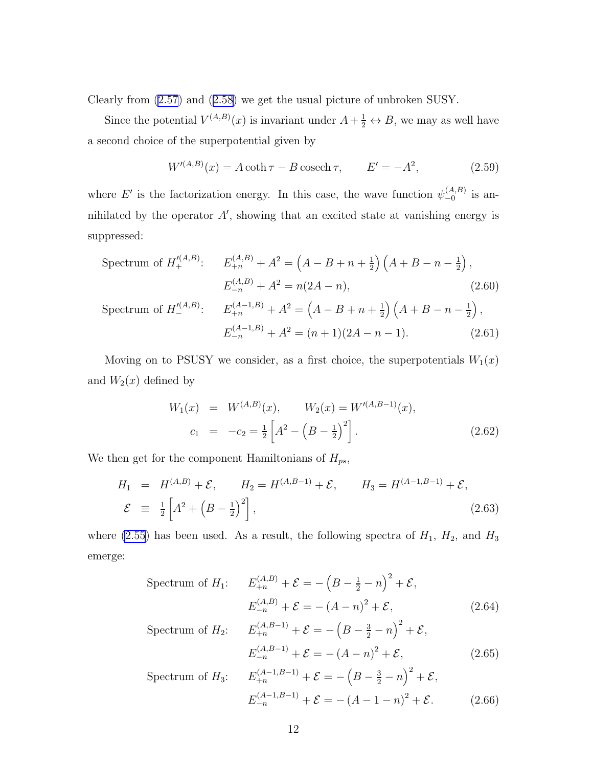Clearly from (2.57) and (2.58) we get the usual picture of unbroken SUSY.

Since the potential $V^{(A,B)}(x)$ is invariant under $A + \frac{1}{2} \leftrightarrow B$, we may as well have a second choice of the superpotential given by

$$W'^{(A,B)}(x) = A \coth \tau - B \operatorname{cosech} \tau, \qquad E' = -A^2, \tag{2.59}$$

where $E'$ is the factorization energy. In this case, the wave function $\psi_{-0}^{(A,B)}$ is annihilated by the operator $A'$, showing that an excited state at vanishing energy is suppressed:

$$\text{Spectrum of } H_+'^{(A,B)}: \quad E_{+n}^{(A,B)} + A^2 = \left(A - B + n + \tfrac{1}{2}\right)\left(A + B - n - \tfrac{1}{2}\right),$$
$$E_{-n}^{(A,B)} + A^2 = n(2A - n), \tag{2.60}$$

$$\text{Spectrum of } H_-'^{(A,B)}: \quad E_{+n}^{(A-1,B)} + A^2 = \left(A - B + n + \tfrac{1}{2}\right)\left(A + B - n - \tfrac{1}{2}\right),$$
$$E_{-n}^{(A-1,B)} + A^2 = (n+1)(2A - n - 1). \tag{2.61}$$

Moving on to PSUSY we consider, as a first choice, the superpotentials $W_1(x)$ and $W_2(x)$ defined by

$$\begin{aligned} W_1(x) &= W^{(A,B)}(x), \qquad W_2(x) = W'^{(A,B-1)}(x), \\ c_1 &= -c_2 = \tfrac{1}{2}\left[A^2 - \left(B - \tfrac{1}{2}\right)^2\right]. \end{aligned} \tag{2.62}$$

We then get for the component Hamiltonians of $H_{ps}$,

$$\begin{aligned} H_1 &= H^{(A,B)} + \mathcal{E}, \qquad H_2 = H^{(A,B-1)} + \mathcal{E}, \qquad H_3 = H^{(A-1,B-1)} + \mathcal{E}, \\ \mathcal{E} &\equiv \tfrac{1}{2}\left[A^2 + \left(B - \tfrac{1}{2}\right)^2\right], \end{aligned} \tag{2.63}$$

where (2.55) has been used. As a result, the following spectra of $H_1$, $H_2$, and $H_3$ emerge:

$$\text{Spectrum of } H_1: \quad E_{+n}^{(A,B)} + \mathcal{E} = -\left(B - \tfrac{1}{2} - n\right)^2 + \mathcal{E},$$
$$E_{-n}^{(A,B)} + \mathcal{E} = -(A - n)^2 + \mathcal{E}, \tag{2.64}$$

$$\text{Spectrum of } H_2: \quad E_{+n}^{(A,B-1)} + \mathcal{E} = -\left(B - \tfrac{3}{2} - n\right)^2 + \mathcal{E},$$
$$E_{-n}^{(A,B-1)} + \mathcal{E} = -(A - n)^2 + \mathcal{E}, \tag{2.65}$$

$$\text{Spectrum of } H_3: \quad E_{+n}^{(A-1,B-1)} + \mathcal{E} = -\left(B - \tfrac{3}{2} - n\right)^2 + \mathcal{E},$$
$$E_{-n}^{(A-1,B-1)} + \mathcal{E} = -(A - 1 - n)^2 + \mathcal{E}. \tag{2.66}$$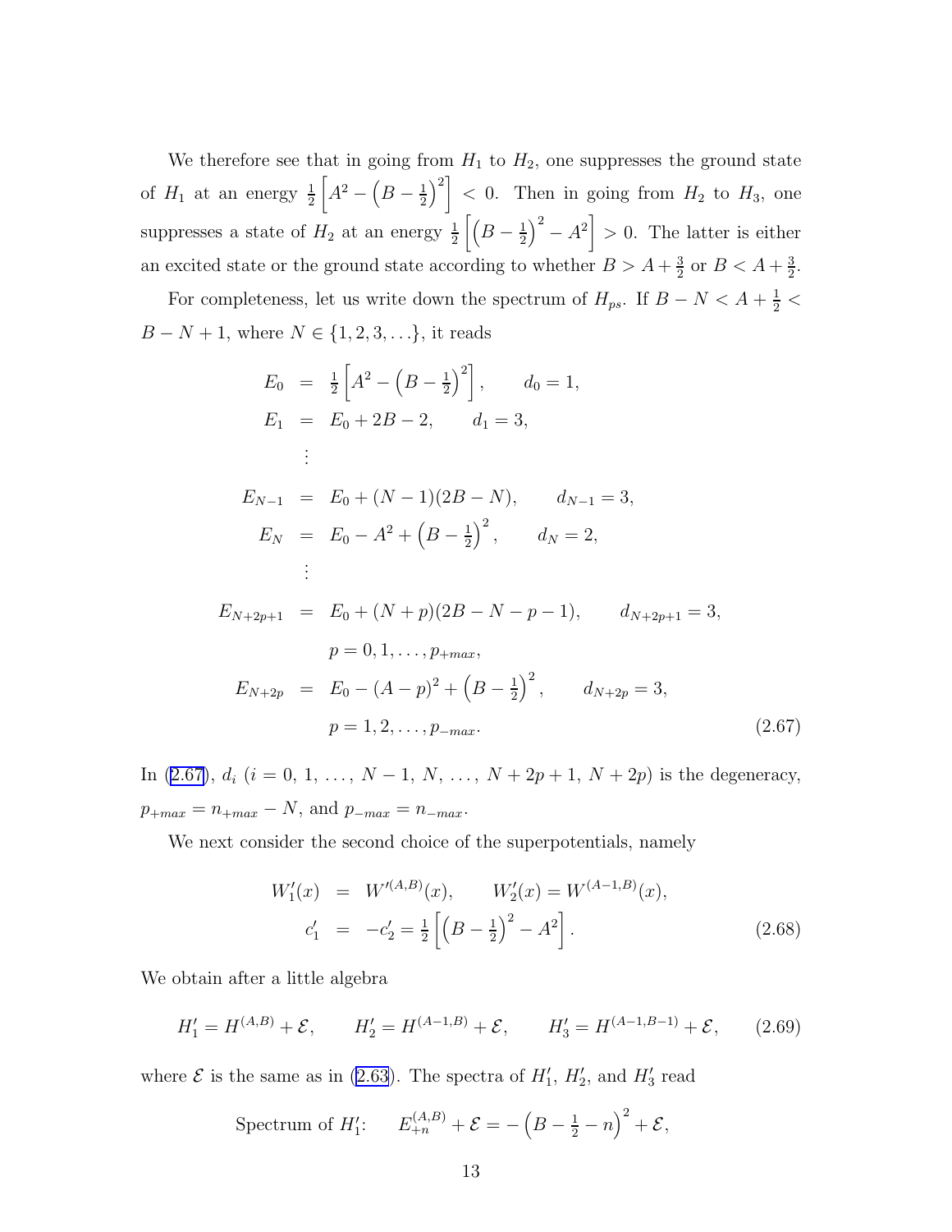We therefore see that in going from $H_1$ to $H_2$, one suppresses the ground state of $H_1$ at an energy $\frac{1}{2}\left[A^2 - \left(B - \frac{1}{2}\right)^2\right] < 0$. Then in going from $H_2$ to $H_3$, one suppresses a state of $H_2$ at an energy $\frac{1}{2}\left[\left(B - \frac{1}{2}\right)^2 - A^2\right] > 0$. The latter is either an excited state or the ground state according to whether $B > A + \frac{3}{2}$ or $B < A + \frac{3}{2}$.

For completeness, let us write down the spectrum of $H_{ps}$. If $B - N < A + \frac{1}{2} < B - N + 1$, where $N \in \{1, 2, 3, \ldots\}$, it reads

$$
\begin{aligned}
E_0 &= \tfrac{1}{2}\left[A^2 - \left(B - \tfrac{1}{2}\right)^2\right], \qquad d_0 = 1, \\
E_1 &= E_0 + 2B - 2, \qquad d_1 = 3, \\
&\;\;\vdots \\
E_{N-1} &= E_0 + (N-1)(2B - N), \qquad d_{N-1} = 3, \\
E_N &= E_0 - A^2 + \left(B - \tfrac{1}{2}\right)^2, \qquad d_N = 2, \\
&\;\;\vdots \\
E_{N+2p+1} &= E_0 + (N+p)(2B - N - p - 1), \qquad d_{N+2p+1} = 3, \\
&\quad\; p = 0, 1, \ldots, p_{+max}, \\
E_{N+2p} &= E_0 - (A-p)^2 + \left(B - \tfrac{1}{2}\right)^2, \qquad d_{N+2p} = 3, \\
&\quad\; p = 1, 2, \ldots, p_{-max}.
\end{aligned}
\tag{2.67}
$$

In (2.67), $d_i$ ($i = 0, 1, \ldots, N-1, N, \ldots, N+2p+1, N+2p$) is the degeneracy, $p_{+max} = n_{+max} - N$, and $p_{-max} = n_{-max}$.

We next consider the second choice of the superpotentials, namely

$$
\begin{aligned}
W'_1(x) &= W'^{(A,B)}(x), \qquad W'_2(x) = W^{(A-1,B)}(x), \\
c'_1 &= -c'_2 = \tfrac{1}{2}\left[\left(B - \tfrac{1}{2}\right)^2 - A^2\right].
\end{aligned}
\tag{2.68}
$$

We obtain after a little algebra

$$
H'_1 = H^{(A,B)} + \mathcal{E}, \qquad H'_2 = H^{(A-1,B)} + \mathcal{E}, \qquad H'_3 = H^{(A-1,B-1)} + \mathcal{E}, \tag{2.69}
$$

where $\mathcal{E}$ is the same as in (2.63). The spectra of $H'_1$, $H'_2$, and $H'_3$ read

$$
\text{Spectrum of } H'_1: \qquad E^{(A,B)}_{+n} + \mathcal{E} = -\left(B - \tfrac{1}{2} - n\right)^2 + \mathcal{E},
$$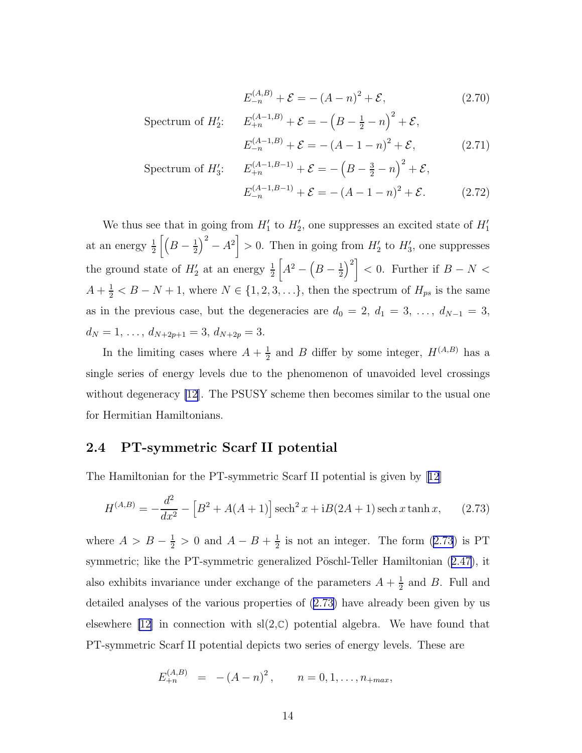$$E_{-n}^{(A,B)} + \mathcal{E} = -\left(A - n\right)^2 + \mathcal{E}, \tag{2.70}$$

Spectrum of $H_2'$:
$$E_{+n}^{(A-1,B)} + \mathcal{E} = -\left(B - \tfrac{1}{2} - n\right)^2 + \mathcal{E},$$
$$E_{-n}^{(A-1,B)} + \mathcal{E} = -\left(A - 1 - n\right)^2 + \mathcal{E}, \tag{2.71}$$

Spectrum of $H_3'$:
$$E_{+n}^{(A-1,B-1)} + \mathcal{E} = -\left(B - \tfrac{3}{2} - n\right)^2 + \mathcal{E},$$
$$E_{-n}^{(A-1,B-1)} + \mathcal{E} = -\left(A - 1 - n\right)^2 + \mathcal{E}. \tag{2.72}$$

We thus see that in going from $H_1'$ to $H_2'$, one suppresses an excited state of $H_1'$ at an energy $\frac{1}{2}\left[\left(B - \frac{1}{2}\right)^2 - A^2\right] > 0$. Then in going from $H_2'$ to $H_3'$, one suppresses the ground state of $H_2'$ at an energy $\frac{1}{2}\left[A^2 - \left(B - \frac{1}{2}\right)^2\right] < 0$. Further if $B - N < A + \frac{1}{2} < B - N + 1$, where $N \in \{1, 2, 3, \ldots\}$, then the spectrum of $H_{ps}$ is the same as in the previous case, but the degeneracies are $d_0 = 2$, $d_1 = 3$, ..., $d_{N-1} = 3$, $d_N = 1$, ..., $d_{N+2p+1} = 3$, $d_{N+2p} = 3$.

In the limiting cases where $A + \frac{1}{2}$ and $B$ differ by some integer, $H^{(A,B)}$ has a single series of energy levels due to the phenomenon of unavoided level crossings without degeneracy [12]. The PSUSY scheme then becomes similar to the usual one for Hermitian Hamiltonians.

## 2.4 PT-symmetric Scarf II potential

The Hamiltonian for the PT-symmetric Scarf II potential is given by [12]

$$H^{(A,B)} = -\frac{d^2}{dx^2} - \left[B^2 + A(A+1)\right] \operatorname{sech}^2 x + \mathrm{i}B(2A+1) \operatorname{sech} x \tanh x, \tag{2.73}$$

where $A > B - \frac{1}{2} > 0$ and $A - B + \frac{1}{2}$ is not an integer. The form (2.73) is PT symmetric; like the PT-symmetric generalized Pöschl-Teller Hamiltonian (2.47), it also exhibits invariance under exchange of the parameters $A + \frac{1}{2}$ and $B$. Full and detailed analyses of the various properties of (2.73) have already been given by us elsewhere [12] in connection with sl(2,$\mathbb{C}$) potential algebra. We have found that PT-symmetric Scarf II potential depicts two series of energy levels. These are

$$E_{+n}^{(A,B)} = -\left(A - n\right)^2, \qquad n = 0, 1, \ldots, n_{+max},$$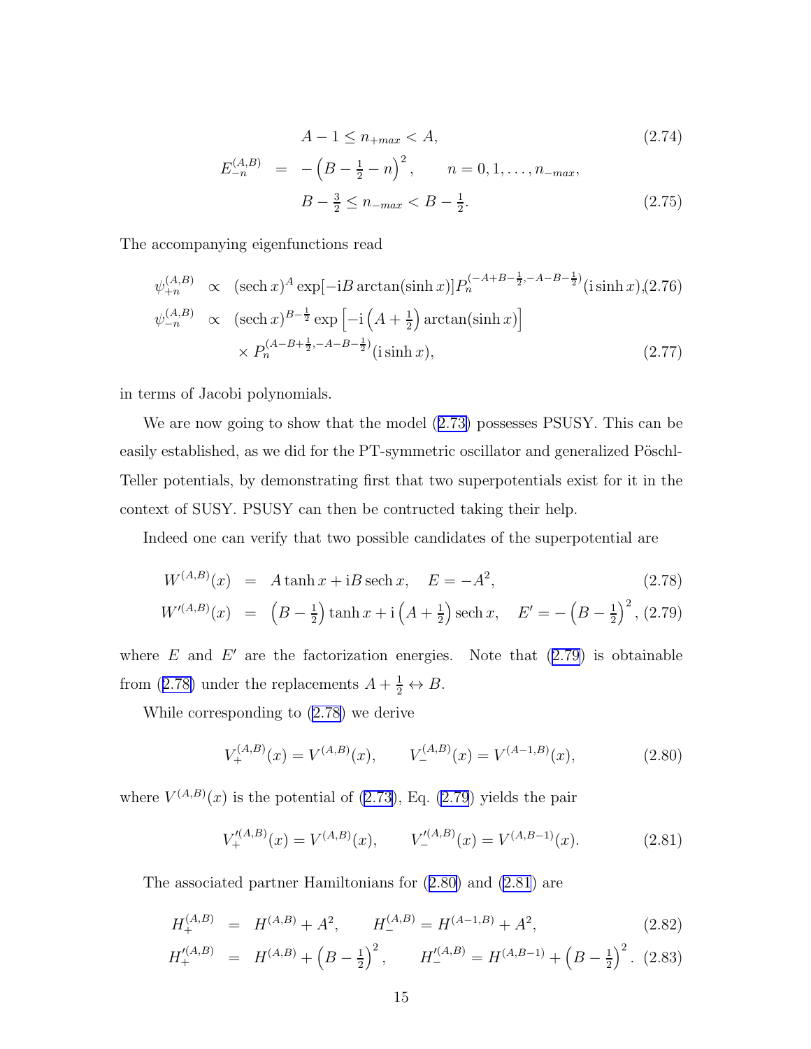$$A - 1 \leq n_{+max} < A, \tag{2.74}$$

$$E_{-n}^{(A,B)} = -\left(B - \tfrac{1}{2} - n\right)^2, \qquad n = 0, 1, \ldots, n_{-max},$$

$$B - \tfrac{3}{2} \leq n_{-max} < B - \tfrac{1}{2}. \tag{2.75}$$

The accompanying eigenfunctions read

$$\psi_{+n}^{(A,B)} \propto (\operatorname{sech} x)^A \exp[-\mathrm{i} B \arctan(\sinh x)] P_n^{(-A+B-\frac{1}{2}, -A-B-\frac{1}{2})}(\mathrm{i} \sinh x), \tag{2.76}$$

$$\psi_{-n}^{(A,B)} \propto (\operatorname{sech} x)^{B-\frac{1}{2}} \exp\left[-\mathrm{i}\left(A + \tfrac{1}{2}\right) \arctan(\sinh x)\right] \times P_n^{(A-B+\frac{1}{2}, -A-B-\frac{1}{2})}(\mathrm{i} \sinh x), \tag{2.77}$$

in terms of Jacobi polynomials.

We are now going to show that the model (2.73) possesses PSUSY. This can be easily established, as we did for the PT-symmetric oscillator and generalized Pöschl-Teller potentials, by demonstrating first that two superpotentials exist for it in the context of SUSY. PSUSY can then be contructed taking their help.

Indeed one can verify that two possible candidates of the superpotential are

$$W^{(A,B)}(x) = A \tanh x + \mathrm{i} B \operatorname{sech} x, \quad E = -A^2, \tag{2.78}$$

$$W'^{(A,B)}(x) = \left(B - \tfrac{1}{2}\right) \tanh x + \mathrm{i}\left(A + \tfrac{1}{2}\right) \operatorname{sech} x, \quad E' = -\left(B - \tfrac{1}{2}\right)^2, \tag{2.79}$$

where $E$ and $E'$ are the factorization energies. Note that (2.79) is obtainable from (2.78) under the replacements $A + \frac{1}{2} \leftrightarrow B$.

While corresponding to (2.78) we derive

$$V_+^{(A,B)}(x) = V^{(A,B)}(x), \qquad V_-^{(A,B)}(x) = V^{(A-1,B)}(x), \tag{2.80}$$

where $V^{(A,B)}(x)$ is the potential of (2.73), Eq. (2.79) yields the pair

$$V_+'^{(A,B)}(x) = V^{(A,B)}(x), \qquad V_-'^{(A,B)}(x) = V^{(A,B-1)}(x). \tag{2.81}$$

The associated partner Hamiltonians for (2.80) and (2.81) are

$$H_+^{(A,B)} = H^{(A,B)} + A^2, \qquad H_-^{(A,B)} = H^{(A-1,B)} + A^2, \tag{2.82}$$

$$H_+'^{(A,B)} = H^{(A,B)} + \left(B - \tfrac{1}{2}\right)^2, \qquad H_-'^{(A,B)} = H^{(A,B-1)} + \left(B - \tfrac{1}{2}\right)^2. \tag{2.83}$$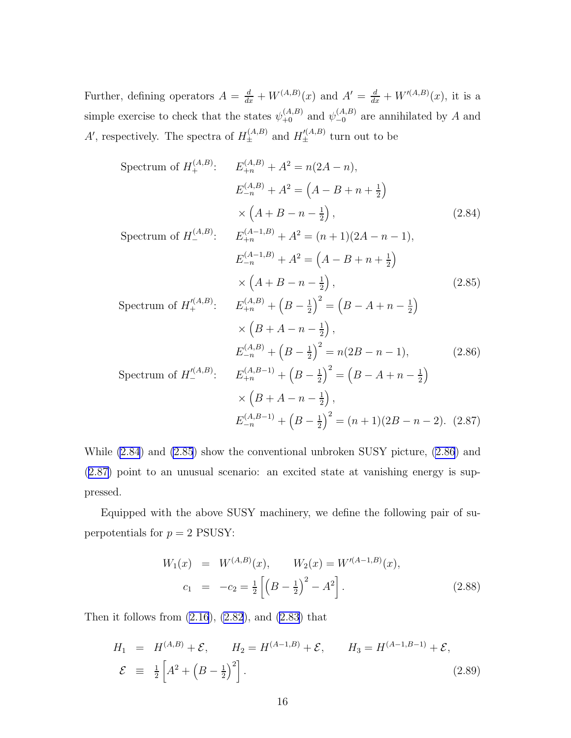Further, defining operators $A = \frac{d}{dx} + W^{(A,B)}(x)$ and $A' = \frac{d}{dx} + W'^{(A,B)}(x)$, it is a simple exercise to check that the states $\psi_{+0}^{(A,B)}$ and $\psi_{-0}^{(A,B)}$ are annihilated by $A$ and $A'$, respectively. The spectra of $H_{\pm}^{(A,B)}$ and $H_{\pm}'^{(A,B)}$ turn out to be

$$
\begin{aligned}
\text{Spectrum of } H_{+}^{(A,B)}: \quad & E_{+n}^{(A,B)} + A^2 = n(2A - n), \\
& E_{-n}^{(A,B)} + A^2 = \left(A - B + n + \tfrac{1}{2}\right) \\
& \times \left(A + B - n - \tfrac{1}{2}\right), \qquad (2.84) \\
\text{Spectrum of } H_{-}^{(A,B)}: \quad & E_{+n}^{(A-1,B)} + A^2 = (n+1)(2A - n - 1), \\
& E_{-n}^{(A-1,B)} + A^2 = \left(A - B + n + \tfrac{1}{2}\right) \\
& \times \left(A + B - n - \tfrac{1}{2}\right), \qquad (2.85) \\
\text{Spectrum of } H_{+}'^{(A,B)}: \quad & E_{+n}^{(A,B)} + \left(B - \tfrac{1}{2}\right)^2 = \left(B - A + n - \tfrac{1}{2}\right) \\
& \times \left(B + A - n - \tfrac{1}{2}\right), \\
& E_{-n}^{(A,B)} + \left(B - \tfrac{1}{2}\right)^2 = n(2B - n - 1), \qquad (2.86) \\
\text{Spectrum of } H_{-}'^{(A,B)}: \quad & E_{+n}^{(A,B-1)} + \left(B - \tfrac{1}{2}\right)^2 = \left(B - A + n - \tfrac{1}{2}\right) \\
& \times \left(B + A - n - \tfrac{1}{2}\right), \\
& E_{-n}^{(A,B-1)} + \left(B - \tfrac{1}{2}\right)^2 = (n+1)(2B - n - 2). \qquad (2.87)
\end{aligned}
$$

While (2.84) and (2.85) show the conventional unbroken SUSY picture, (2.86) and (2.87) point to an unusual scenario: an excited state at vanishing energy is suppressed.

Equipped with the above SUSY machinery, we define the following pair of superpotentials for $p = 2$ PSUSY:

$$
\begin{aligned}
W_1(x) &= W^{(A,B)}(x), \qquad W_2(x) = W'^{(A-1,B)}(x), \\
c_1 &= -c_2 = \tfrac{1}{2}\left[\left(B - \tfrac{1}{2}\right)^2 - A^2\right]. \qquad (2.88)
\end{aligned}
$$

Then it follows from (2.16), (2.82), and (2.83) that

$$
\begin{aligned}
H_1 &= H^{(A,B)} + \mathcal{E}, \qquad H_2 = H^{(A-1,B)} + \mathcal{E}, \qquad H_3 = H^{(A-1,B-1)} + \mathcal{E}, \\
\mathcal{E} &\equiv \tfrac{1}{2}\left[A^2 + \left(B - \tfrac{1}{2}\right)^2\right]. \qquad (2.89)
\end{aligned}
$$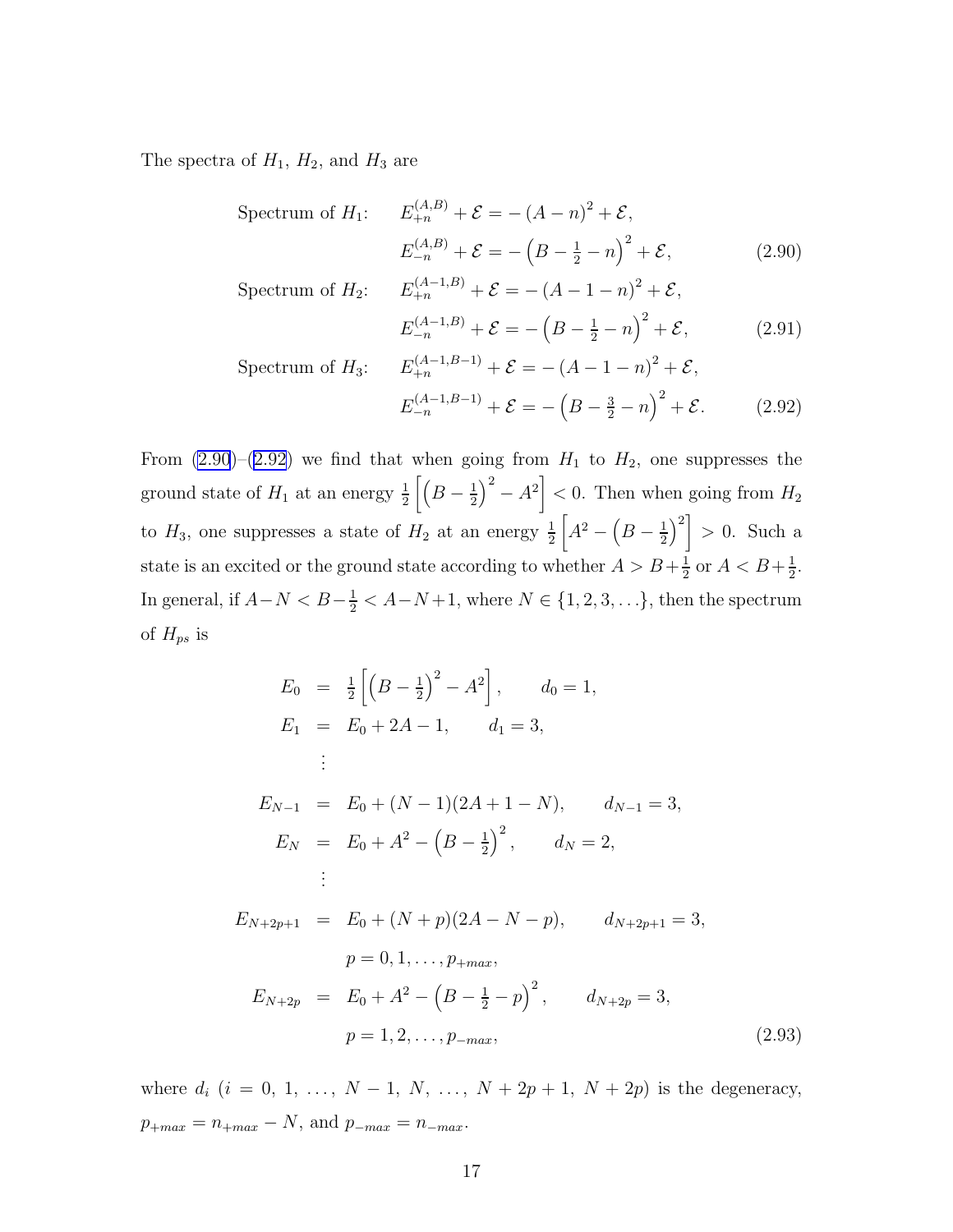The spectra of $H_1$, $H_2$, and $H_3$ are

$$
\begin{aligned}
\text{Spectrum of } H_1\text{:} \quad & E_{+n}^{(A,B)} + \mathcal{E} = -\left(A - n\right)^2 + \mathcal{E}, \\
& E_{-n}^{(A,B)} + \mathcal{E} = -\left(B - \tfrac{1}{2} - n\right)^2 + \mathcal{E},
\end{aligned} \tag{2.90}
$$

$$
\begin{aligned}
\text{Spectrum of } H_2\text{:} \quad & E_{+n}^{(A-1,B)} + \mathcal{E} = -\left(A - 1 - n\right)^2 + \mathcal{E}, \\
& E_{-n}^{(A-1,B)} + \mathcal{E} = -\left(B - \tfrac{1}{2} - n\right)^2 + \mathcal{E},
\end{aligned} \tag{2.91}
$$

$$
\begin{aligned}
\text{Spectrum of } H_3\text{:} \quad & E_{+n}^{(A-1,B-1)} + \mathcal{E} = -\left(A - 1 - n\right)^2 + \mathcal{E}, \\
& E_{-n}^{(A-1,B-1)} + \mathcal{E} = -\left(B - \tfrac{3}{2} - n\right)^2 + \mathcal{E}.
\end{aligned} \tag{2.92}
$$

From (2.90)–(2.92) we find that when going from $H_1$ to $H_2$, one suppresses the ground state of $H_1$ at an energy $\frac{1}{2}\left[\left(B - \frac{1}{2}\right)^2 - A^2\right] < 0$. Then when going from $H_2$ to $H_3$, one suppresses a state of $H_2$ at an energy $\frac{1}{2}\left[A^2 - \left(B - \frac{1}{2}\right)^2\right] > 0$. Such a state is an excited or the ground state according to whether $A > B + \frac{1}{2}$ or $A < B + \frac{1}{2}$. In general, if $A - N < B - \frac{1}{2} < A - N + 1$, where $N \in \{1, 2, 3, \ldots\}$, then the spectrum of $H_{ps}$ is

$$
\begin{aligned}
E_0 &= \tfrac{1}{2}\left[\left(B - \tfrac{1}{2}\right)^2 - A^2\right], \qquad d_0 = 1, \\
E_1 &= E_0 + 2A - 1, \qquad d_1 = 3, \\
&\;\;\vdots \\
E_{N-1} &= E_0 + (N-1)(2A + 1 - N), \qquad d_{N-1} = 3, \\
E_N &= E_0 + A^2 - \left(B - \tfrac{1}{2}\right)^2, \qquad d_N = 2, \\
&\;\;\vdots \\
E_{N+2p+1} &= E_0 + (N+p)(2A - N - p), \qquad d_{N+2p+1} = 3, \\
& \qquad p = 0, 1, \ldots, p_{+max}, \\
E_{N+2p} &= E_0 + A^2 - \left(B - \tfrac{1}{2} - p\right)^2, \qquad d_{N+2p} = 3, \\
& \qquad p = 1, 2, \ldots, p_{-max},
\end{aligned} \tag{2.93}
$$

where $d_i$ ($i = 0, 1, \ldots, N-1, N, \ldots, N+2p+1, N+2p$) is the degeneracy, $p_{+max} = n_{+max} - N$, and $p_{-max} = n_{-max}$.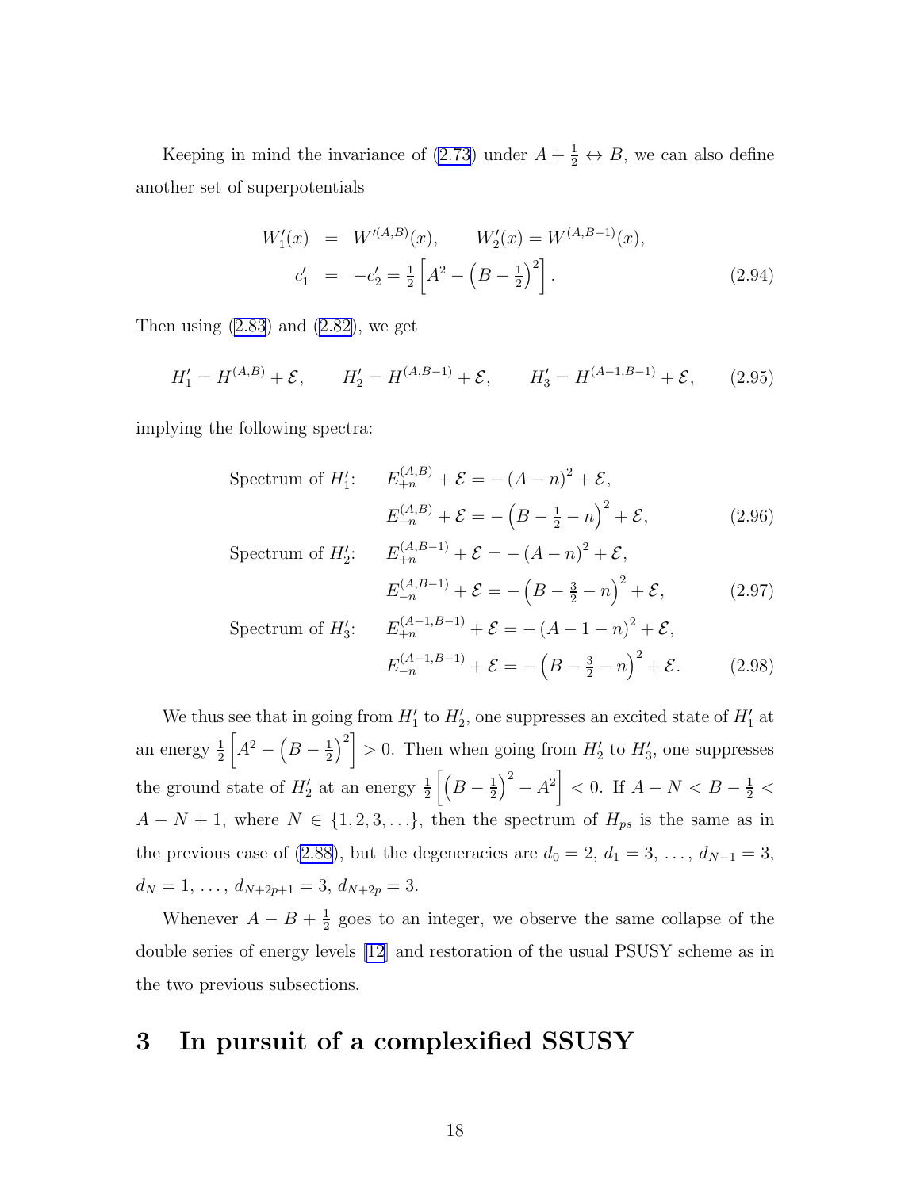Keeping in mind the invariance of (2.73) under $A + \frac{1}{2} \leftrightarrow B$, we can also define another set of superpotentials

$$
\begin{aligned}
W_1'(x) &= W'^{(A,B)}(x), \qquad W_2'(x) = W^{(A,B-1)}(x), \\
c_1' &= -c_2' = \tfrac{1}{2}\left[A^2 - \left(B - \tfrac{1}{2}\right)^2\right].
\end{aligned} \tag{2.94}
$$

Then using (2.83) and (2.82), we get

$$
H_1' = H^{(A,B)} + \mathcal{E}, \qquad H_2' = H^{(A,B-1)} + \mathcal{E}, \qquad H_3' = H^{(A-1,B-1)} + \mathcal{E}, \tag{2.95}
$$

implying the following spectra:

$$
\begin{aligned}
\text{Spectrum of } H_1'\text{:} \quad & E_{+n}^{(A,B)} + \mathcal{E} = -\left(A - n\right)^2 + \mathcal{E}, \\
& E_{-n}^{(A,B)} + \mathcal{E} = -\left(B - \tfrac{1}{2} - n\right)^2 + \mathcal{E},
\end{aligned} \tag{2.96}
$$

$$
\begin{aligned}
\text{Spectrum of } H_2'\text{:} \quad & E_{+n}^{(A,B-1)} + \mathcal{E} = -\left(A - n\right)^2 + \mathcal{E}, \\
& E_{-n}^{(A,B-1)} + \mathcal{E} = -\left(B - \tfrac{3}{2} - n\right)^2 + \mathcal{E},
\end{aligned} \tag{2.97}
$$

$$
\begin{aligned}
\text{Spectrum of } H_3'\text{:} \quad & E_{+n}^{(A-1,B-1)} + \mathcal{E} = -\left(A - 1 - n\right)^2 + \mathcal{E}, \\
& E_{-n}^{(A-1,B-1)} + \mathcal{E} = -\left(B - \tfrac{3}{2} - n\right)^2 + \mathcal{E}.
\end{aligned} \tag{2.98}
$$

We thus see that in going from $H_1'$ to $H_2'$, one suppresses an excited state of $H_1'$ at an energy $\frac{1}{2}\left[A^2 - \left(B - \frac{1}{2}\right)^2\right] > 0$. Then when going from $H_2'$ to $H_3'$, one suppresses the ground state of $H_2'$ at an energy $\frac{1}{2}\left[\left(B - \frac{1}{2}\right)^2 - A^2\right] < 0$. If $A - N < B - \frac{1}{2} < A - N + 1$, where $N \in \{1, 2, 3, \ldots\}$, then the spectrum of $H_{ps}$ is the same as in the previous case of (2.88), but the degeneracies are $d_0 = 2$, $d_1 = 3$, $\ldots$, $d_{N-1} = 3$, $d_N = 1$, $\ldots$, $d_{N+2p+1} = 3$, $d_{N+2p} = 3$.

Whenever $A - B + \frac{1}{2}$ goes to an integer, we observe the same collapse of the double series of energy levels [12] and restoration of the usual PSUSY scheme as in the two previous subsections.

# 3 In pursuit of a complexified SSUSY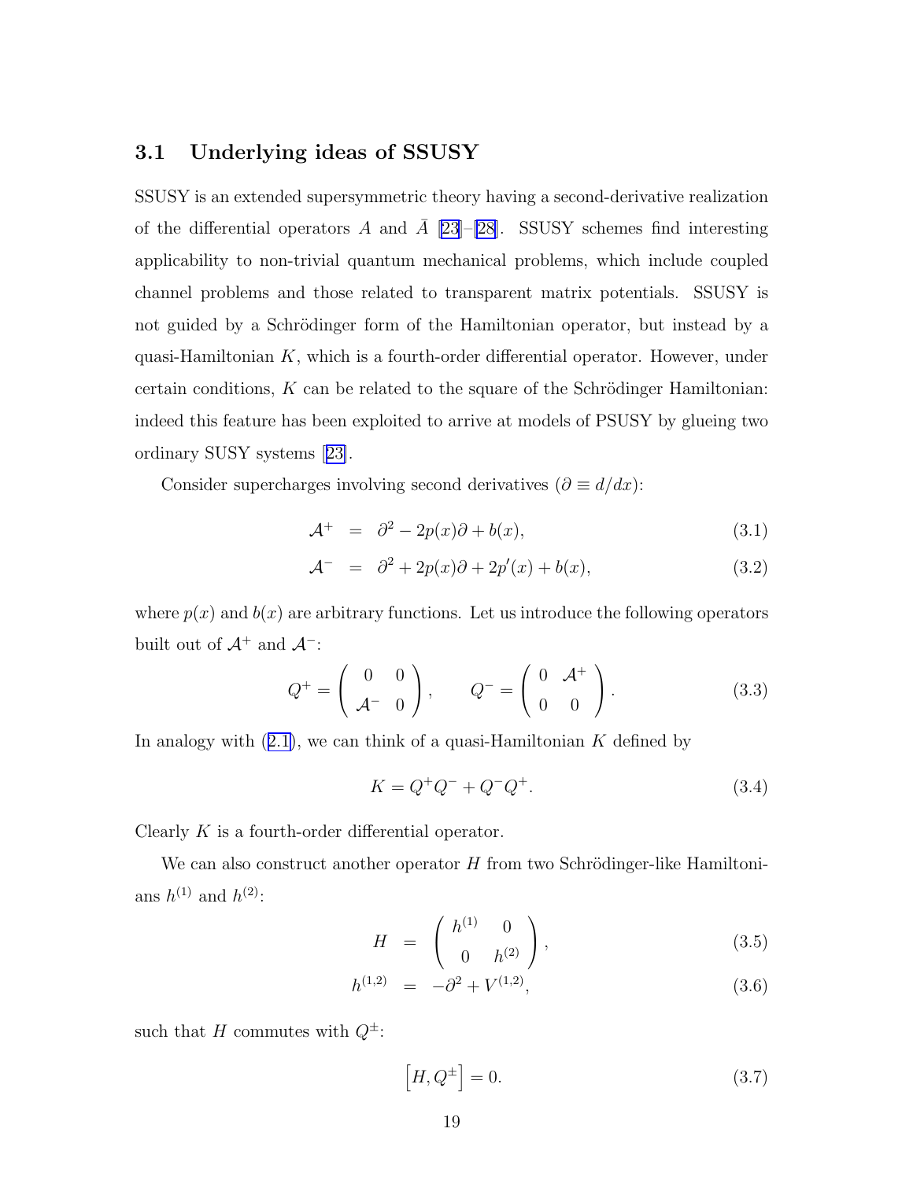### 3.1 Underlying ideas of SSUSY

SSUSY is an extended supersymmetric theory having a second-derivative realization of the differential operators $A$ and $\bar{A}$ [23]–[28]. SSUSY schemes find interesting applicability to non-trivial quantum mechanical problems, which include coupled channel problems and those related to transparent matrix potentials. SSUSY is not guided by a Schrödinger form of the Hamiltonian operator, but instead by a quasi-Hamiltonian $K$, which is a fourth-order differential operator. However, under certain conditions, $K$ can be related to the square of the Schrödinger Hamiltonian: indeed this feature has been exploited to arrive at models of PSUSY by glueing two ordinary SUSY systems [23].

Consider supercharges involving second derivatives ($\partial \equiv d/dx$):

$$\mathcal{A}^+ = \partial^2 - 2p(x)\partial + b(x), \tag{3.1}$$

$$\mathcal{A}^- = \partial^2 + 2p(x)\partial + 2p'(x) + b(x), \tag{3.2}$$

where $p(x)$ and $b(x)$ are arbitrary functions. Let us introduce the following operators built out of $\mathcal{A}^+$ and $\mathcal{A}^-$:

$$Q^+ = \begin{pmatrix} 0 & 0 \\ \mathcal{A}^- & 0 \end{pmatrix}, \qquad Q^- = \begin{pmatrix} 0 & \mathcal{A}^+ \\ 0 & 0 \end{pmatrix}. \tag{3.3}$$

In analogy with (2.1), we can think of a quasi-Hamiltonian $K$ defined by

$$K = Q^+Q^- + Q^-Q^+. \tag{3.4}$$

Clearly $K$ is a fourth-order differential operator.

We can also construct another operator $H$ from two Schrödinger-like Hamiltonians $h^{(1)}$ and $h^{(2)}$:

$$H = \begin{pmatrix} h^{(1)} & 0 \\ 0 & h^{(2)} \end{pmatrix}, \tag{3.5}$$

$$h^{(1,2)} = -\partial^2 + V^{(1,2)}, \tag{3.6}$$

such that $H$ commutes with $Q^\pm$:

$$\left[H, Q^\pm\right] = 0. \tag{3.7}$$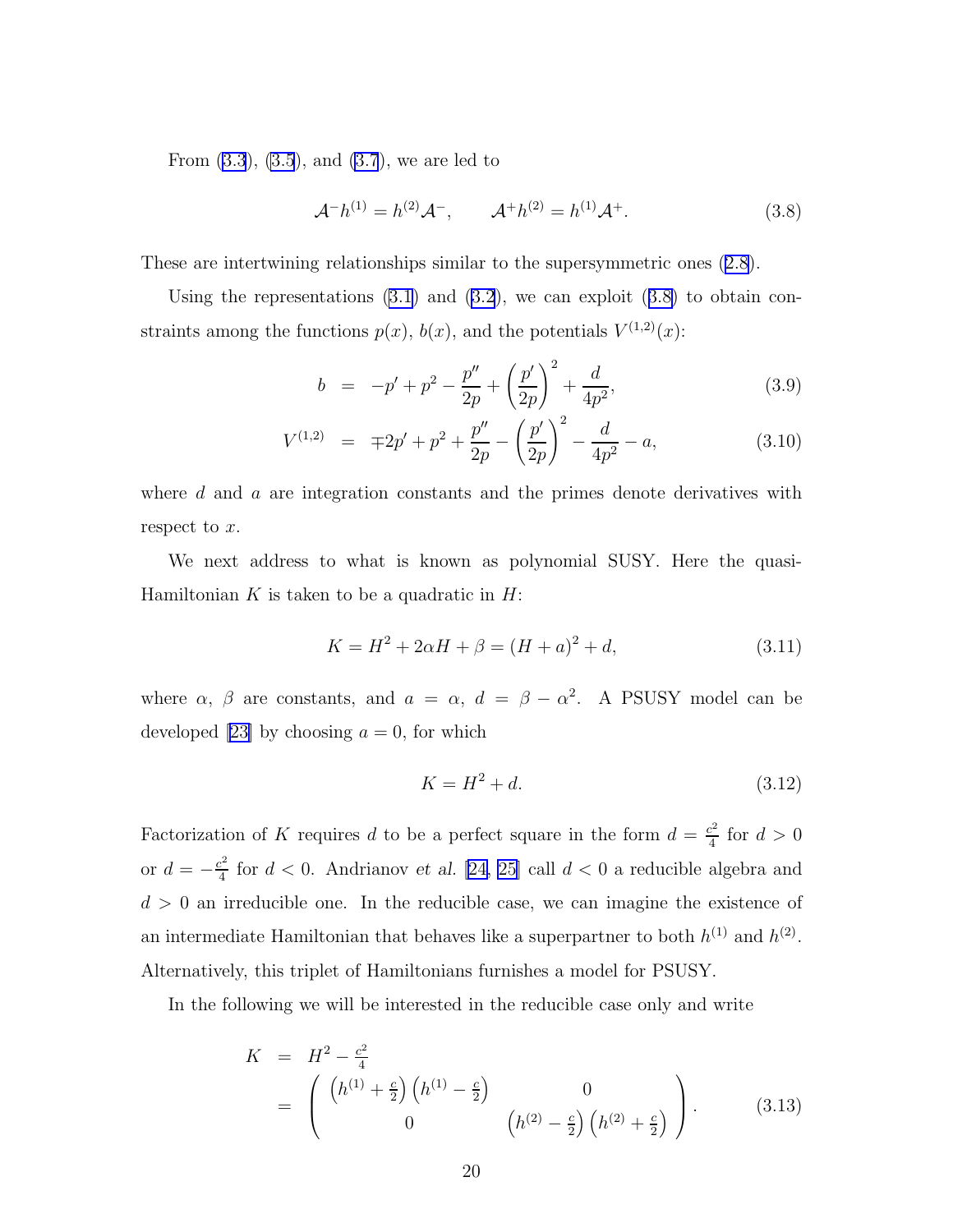From (3.3), (3.5), and (3.7), we are led to

$$\mathcal{A}^- h^{(1)} = h^{(2)} \mathcal{A}^-, \qquad \mathcal{A}^+ h^{(2)} = h^{(1)} \mathcal{A}^+. \tag{3.8}$$

These are intertwining relationships similar to the supersymmetric ones (2.8).

Using the representations (3.1) and (3.2), we can exploit (3.8) to obtain constraints among the functions $p(x)$, $b(x)$, and the potentials $V^{(1,2)}(x)$:

$$b = -p' + p^2 - \frac{p''}{2p} + \left(\frac{p'}{2p}\right)^2 + \frac{d}{4p^2}, \tag{3.9}$$

$$V^{(1,2)} = \mp 2p' + p^2 + \frac{p''}{2p} - \left(\frac{p'}{2p}\right)^2 - \frac{d}{4p^2} - a, \tag{3.10}$$

where $d$ and $a$ are integration constants and the primes denote derivatives with respect to $x$.

We next address to what is known as polynomial SUSY. Here the quasi-Hamiltonian $K$ is taken to be a quadratic in $H$:

$$K = H^2 + 2\alpha H + \beta = (H + a)^2 + d, \tag{3.11}$$

where $\alpha$, $\beta$ are constants, and $a = \alpha$, $d = \beta - \alpha^2$. A PSUSY model can be developed [23] by choosing $a = 0$, for which

$$K = H^2 + d. \tag{3.12}$$

Factorization of $K$ requires $d$ to be a perfect square in the form $d = \frac{c^2}{4}$ for $d > 0$ or $d = -\frac{c^2}{4}$ for $d < 0$. Andrianov *et al.* [24, 25] call $d < 0$ a reducible algebra and $d > 0$ an irreducible one. In the reducible case, we can imagine the existence of an intermediate Hamiltonian that behaves like a superpartner to both $h^{(1)}$ and $h^{(2)}$. Alternatively, this triplet of Hamiltonians furnishes a model for PSUSY.

In the following we will be interested in the reducible case only and write

$$\begin{aligned} K &= H^2 - \tfrac{c^2}{4} \\ &= \begin{pmatrix} \left(h^{(1)} + \frac{c}{2}\right)\left(h^{(1)} - \frac{c}{2}\right) & 0 \\ 0 & \left(h^{(2)} - \frac{c}{2}\right)\left(h^{(2)} + \frac{c}{2}\right) \end{pmatrix}. \end{aligned} \tag{3.13}$$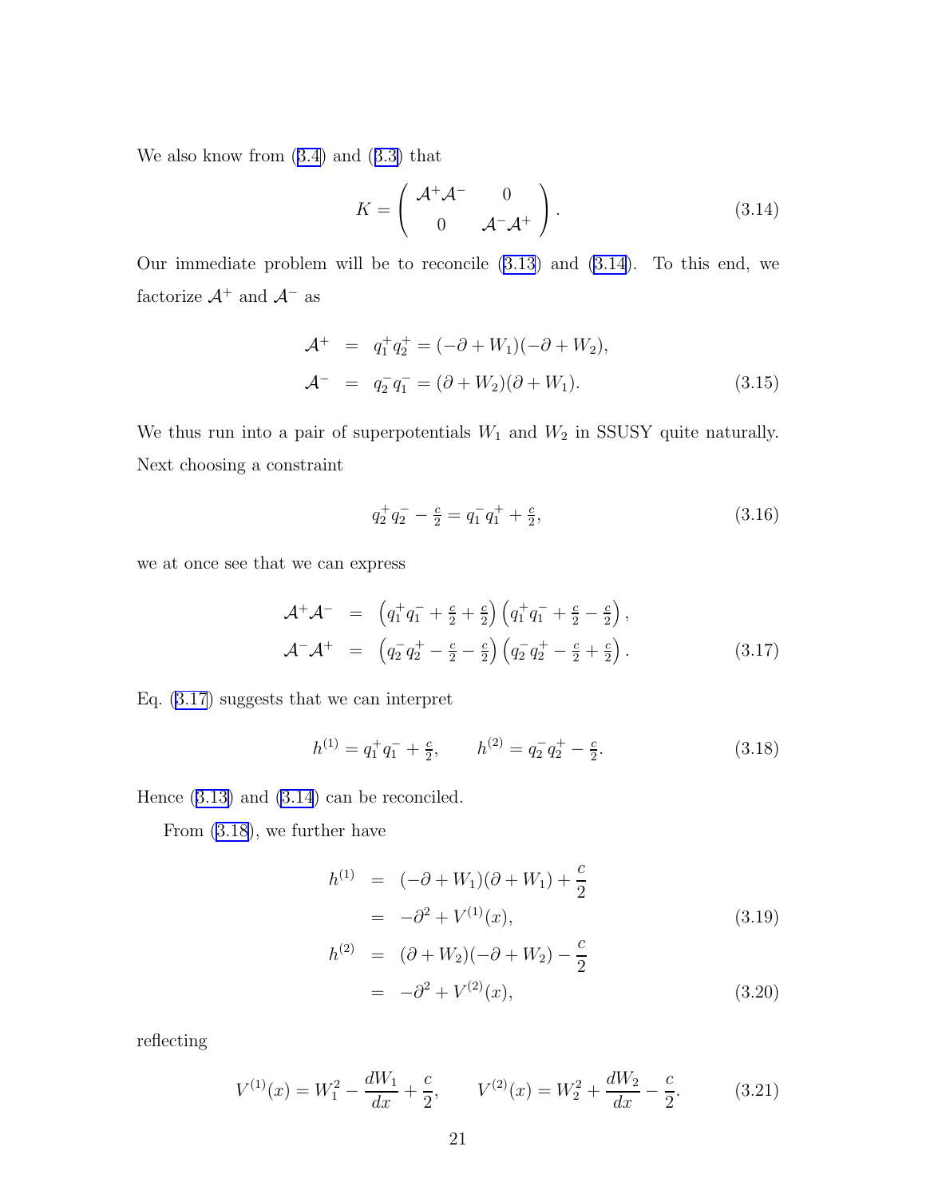We also know from (3.4) and (3.3) that

$$K = \begin{pmatrix} \mathcal{A}^+\mathcal{A}^- & 0 \\ 0 & \mathcal{A}^-\mathcal{A}^+ \end{pmatrix}. \tag{3.14}$$

Our immediate problem will be to reconcile (3.13) and (3.14). To this end, we factorize $\mathcal{A}^+$ and $\mathcal{A}^-$ as

$$\begin{aligned} \mathcal{A}^+ &= q_1^+ q_2^+ = (-\partial + W_1)(-\partial + W_2), \\ \mathcal{A}^- &= q_2^- q_1^- = (\partial + W_2)(\partial + W_1). \end{aligned} \tag{3.15}$$

We thus run into a pair of superpotentials $W_1$ and $W_2$ in SSUSY quite naturally. Next choosing a constraint

$$q_2^+ q_2^- - \tfrac{c}{2} = q_1^- q_1^+ + \tfrac{c}{2}, \tag{3.16}$$

we at once see that we can express

$$\begin{aligned} \mathcal{A}^+\mathcal{A}^- &= \left(q_1^+ q_1^- + \tfrac{c}{2} + \tfrac{c}{2}\right)\left(q_1^+ q_1^- + \tfrac{c}{2} - \tfrac{c}{2}\right), \\ \mathcal{A}^-\mathcal{A}^+ &= \left(q_2^- q_2^+ - \tfrac{c}{2} - \tfrac{c}{2}\right)\left(q_2^- q_2^+ - \tfrac{c}{2} + \tfrac{c}{2}\right). \end{aligned} \tag{3.17}$$

Eq. (3.17) suggests that we can interpret

$$h^{(1)} = q_1^+ q_1^- + \tfrac{c}{2}, \qquad h^{(2)} = q_2^- q_2^+ - \tfrac{c}{2}. \tag{3.18}$$

Hence (3.13) and (3.14) can be reconciled.

From (3.18), we further have

$$\begin{aligned} h^{(1)} &= (-\partial + W_1)(\partial + W_1) + \frac{c}{2} \\ &= -\partial^2 + V^{(1)}(x), \end{aligned} \tag{3.19}$$

$$\begin{aligned} h^{(2)} &= (\partial + W_2)(-\partial + W_2) - \frac{c}{2} \\ &= -\partial^2 + V^{(2)}(x), \end{aligned} \tag{3.20}$$

reflecting

$$V^{(1)}(x) = W_1^2 - \frac{dW_1}{dx} + \frac{c}{2}, \qquad V^{(2)}(x) = W_2^2 + \frac{dW_2}{dx} - \frac{c}{2}. \tag{3.21}$$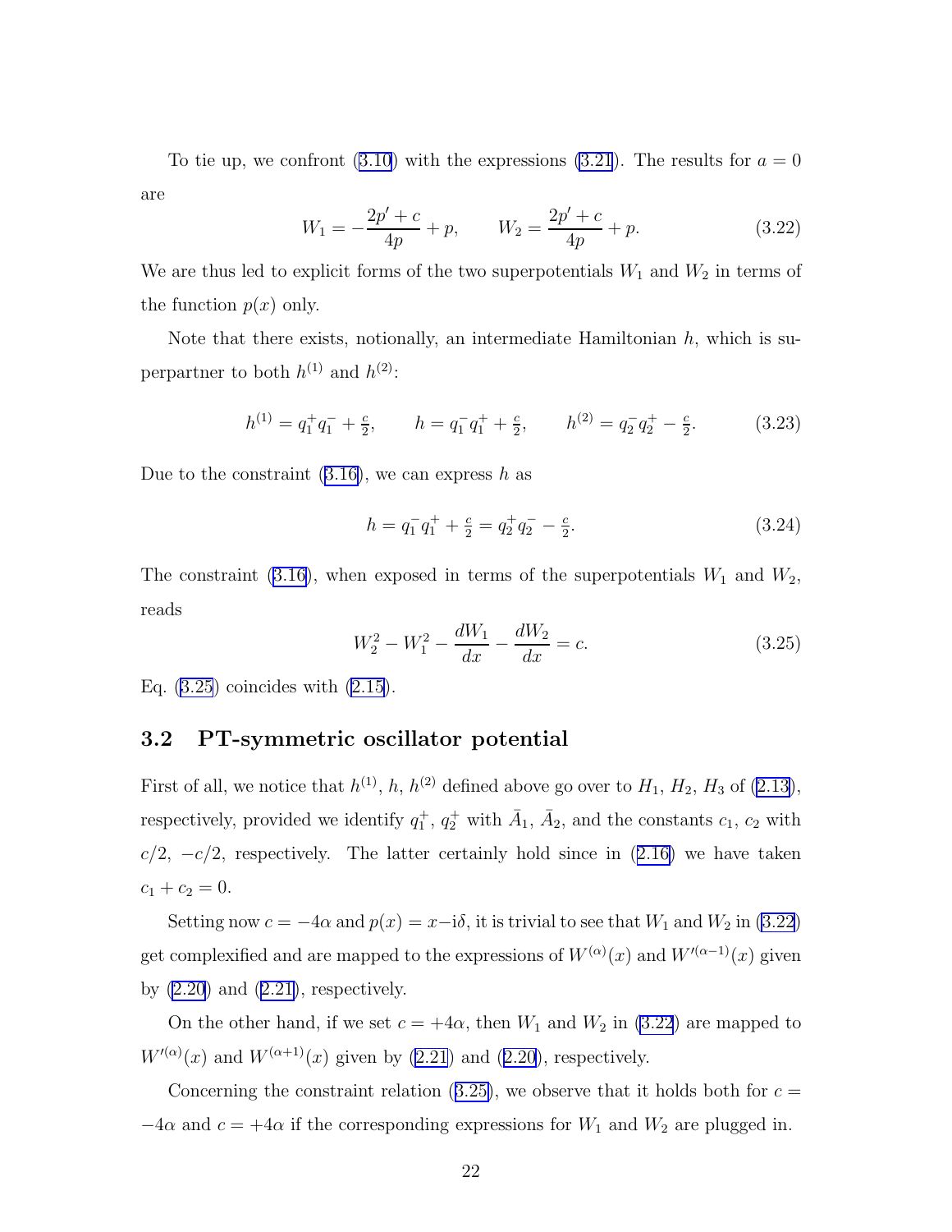To tie up, we confront (3.10) with the expressions (3.21). The results for $a = 0$ are

$$W_1 = -\frac{2p' + c}{4p} + p, \qquad W_2 = \frac{2p' + c}{4p} + p. \tag{3.22}$$

We are thus led to explicit forms of the two superpotentials $W_1$ and $W_2$ in terms of the function $p(x)$ only.

Note that there exists, notionally, an intermediate Hamiltonian $h$, which is superpartner to both $h^{(1)}$ and $h^{(2)}$:

$$h^{(1)} = q_1^+ q_1^- + \tfrac{c}{2}, \qquad h = q_1^- q_1^+ + \tfrac{c}{2}, \qquad h^{(2)} = q_2^- q_2^+ - \tfrac{c}{2}. \tag{3.23}$$

Due to the constraint (3.16), we can express $h$ as

$$h = q_1^- q_1^+ + \tfrac{c}{2} = q_2^+ q_2^- - \tfrac{c}{2}. \tag{3.24}$$

The constraint (3.16), when exposed in terms of the superpotentials $W_1$ and $W_2$, reads

$$W_2^2 - W_1^2 - \frac{dW_1}{dx} - \frac{dW_2}{dx} = c. \tag{3.25}$$

Eq. (3.25) coincides with (2.15).

## 3.2 PT-symmetric oscillator potential

First of all, we notice that $h^{(1)}$, $h$, $h^{(2)}$ defined above go over to $H_1$, $H_2$, $H_3$ of (2.13), respectively, provided we identify $q_1^+$, $q_2^+$ with $\bar{A}_1$, $\bar{A}_2$, and the constants $c_1$, $c_2$ with $c/2$, $-c/2$, respectively. The latter certainly hold since in (2.16) we have taken $c_1 + c_2 = 0$.

Setting now $c = -4\alpha$ and $p(x) = x - \mathrm{i}\delta$, it is trivial to see that $W_1$ and $W_2$ in (3.22) get complexified and are mapped to the expressions of $W^{(\alpha)}(x)$ and $W'^{(\alpha-1)}(x)$ given by (2.20) and (2.21), respectively.

On the other hand, if we set $c = +4\alpha$, then $W_1$ and $W_2$ in (3.22) are mapped to $W'^{(\alpha)}(x)$ and $W^{(\alpha+1)}(x)$ given by (2.21) and (2.20), respectively.

Concerning the constraint relation (3.25), we observe that it holds both for $c = -4\alpha$ and $c = +4\alpha$ if the corresponding expressions for $W_1$ and $W_2$ are plugged in.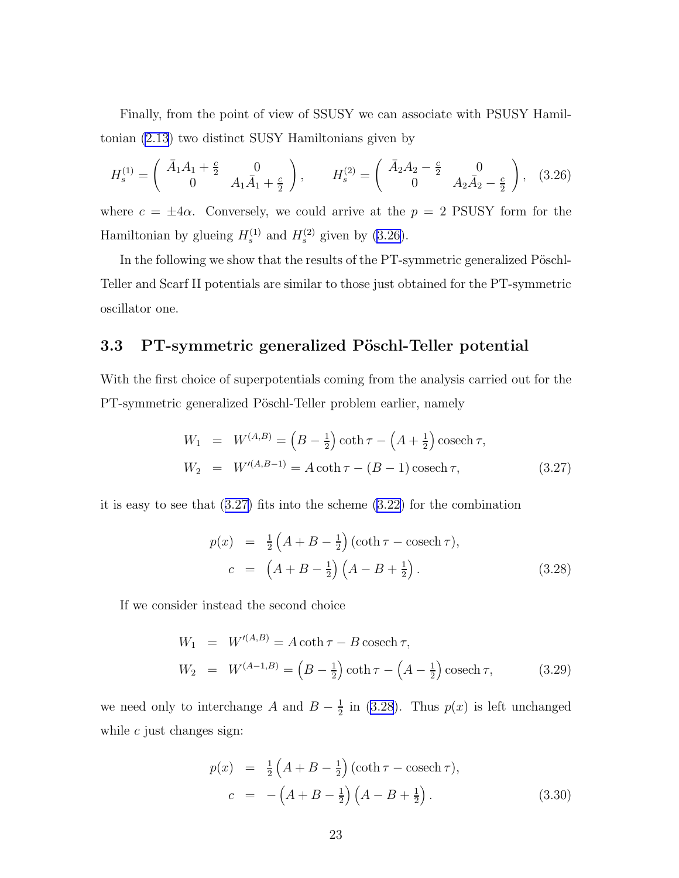Finally, from the point of view of SSUSY we can associate with PSUSY Hamiltonian (2.13) two distinct SUSY Hamiltonians given by

$$H_s^{(1)} = \begin{pmatrix} \bar{A}_1 A_1 + \frac{c}{2} & 0 \\ 0 & A_1 \bar{A}_1 + \frac{c}{2} \end{pmatrix}, \qquad H_s^{(2)} = \begin{pmatrix} \bar{A}_2 A_2 - \frac{c}{2} & 0 \\ 0 & A_2 \bar{A}_2 - \frac{c}{2} \end{pmatrix}, \quad (3.26)$$

where $c = \pm 4\alpha$. Conversely, we could arrive at the $p = 2$ PSUSY form for the Hamiltonian by glueing $H_s^{(1)}$ and $H_s^{(2)}$ given by (3.26).

In the following we show that the results of the PT-symmetric generalized Pöschl-Teller and Scarf II potentials are similar to those just obtained for the PT-symmetric oscillator one.

### 3.3 PT-symmetric generalized Pöschl-Teller potential

With the first choice of superpotentials coming from the analysis carried out for the PT-symmetric generalized Pöschl-Teller problem earlier, namely

$$\begin{aligned} W_1 &= W^{(A,B)} = \left(B - \tfrac{1}{2}\right) \coth\tau - \left(A + \tfrac{1}{2}\right) \operatorname{cosech}\tau, \\ W_2 &= W'^{(A,B-1)} = A \coth\tau - (B-1) \operatorname{cosech}\tau, \end{aligned} \quad (3.27)$$

it is easy to see that (3.27) fits into the scheme (3.22) for the combination

$$\begin{aligned} p(x) &= \tfrac{1}{2}\left(A + B - \tfrac{1}{2}\right)(\coth\tau - \operatorname{cosech}\tau), \\ c &= \left(A + B - \tfrac{1}{2}\right)\left(A - B + \tfrac{1}{2}\right). \end{aligned} \quad (3.28)$$

If we consider instead the second choice

$$\begin{aligned} W_1 &= W'^{(A,B)} = A \coth\tau - B \operatorname{cosech}\tau, \\ W_2 &= W^{(A-1,B)} = \left(B - \tfrac{1}{2}\right) \coth\tau - \left(A - \tfrac{1}{2}\right) \operatorname{cosech}\tau, \end{aligned} \quad (3.29)$$

we need only to interchange $A$ and $B - \frac{1}{2}$ in (3.28). Thus $p(x)$ is left unchanged while $c$ just changes sign:

$$\begin{aligned} p(x) &= \tfrac{1}{2}\left(A + B - \tfrac{1}{2}\right)(\coth\tau - \operatorname{cosech}\tau), \\ c &= -\left(A + B - \tfrac{1}{2}\right)\left(A - B + \tfrac{1}{2}\right). \end{aligned} \quad (3.30)$$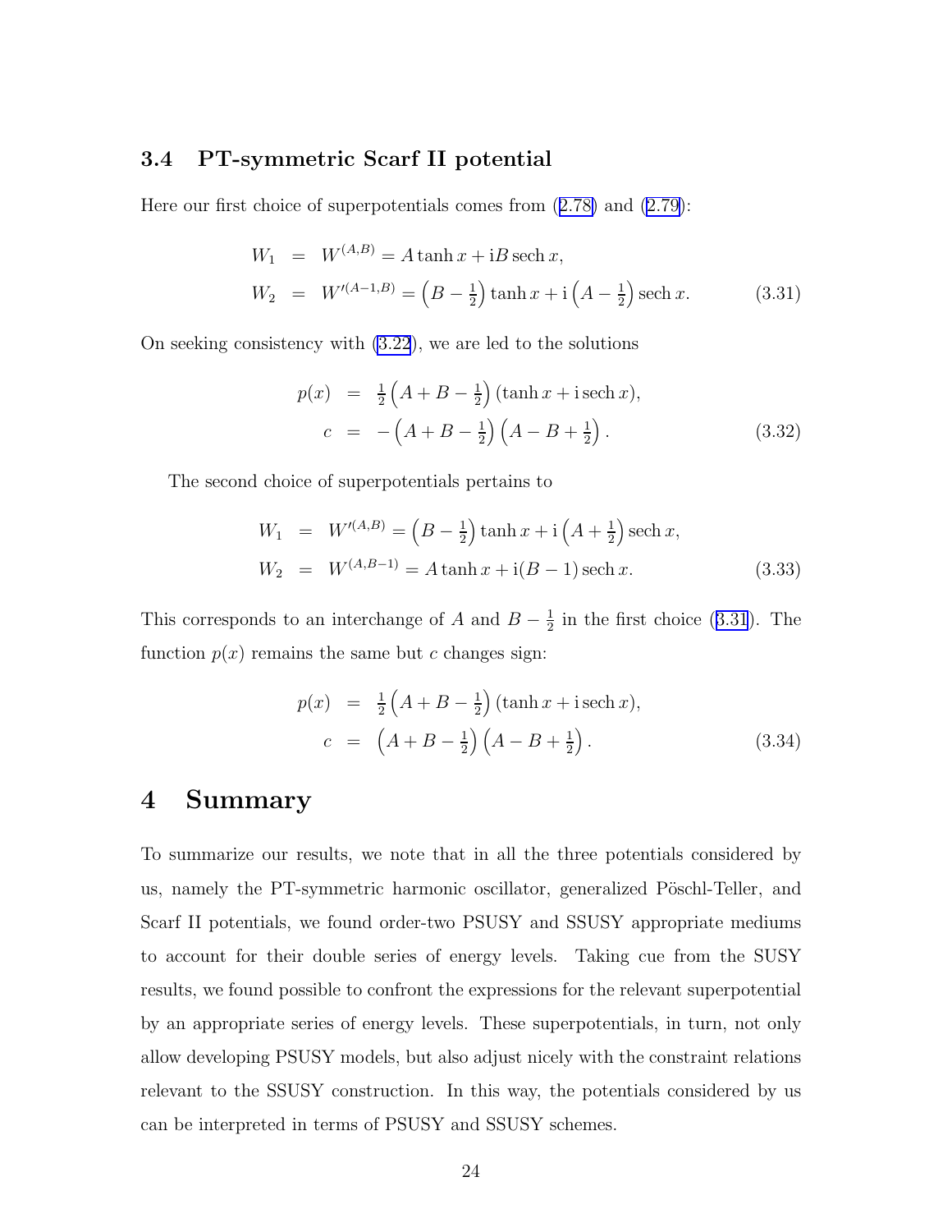### 3.4 PT-symmetric Scarf II potential

Here our first choice of superpotentials comes from (2.78) and (2.79):

$$
\begin{aligned}
W_1 &= W^{(A,B)} = A \tanh x + \mathrm{i} B \operatorname{sech} x, \\
W_2 &= W'^{(A-1,B)} = \left(B - \tfrac{1}{2}\right) \tanh x + \mathrm{i} \left(A - \tfrac{1}{2}\right) \operatorname{sech} x.
\end{aligned} \tag{3.31}
$$

On seeking consistency with (3.22), we are led to the solutions

$$
\begin{aligned}
p(x) &= \tfrac{1}{2}\left(A + B - \tfrac{1}{2}\right)(\tanh x + \mathrm{i} \operatorname{sech} x), \\
c &= -\left(A + B - \tfrac{1}{2}\right)\left(A - B + \tfrac{1}{2}\right).
\end{aligned} \tag{3.32}
$$

The second choice of superpotentials pertains to

$$
\begin{aligned}
W_1 &= W'^{(A,B)} = \left(B - \tfrac{1}{2}\right) \tanh x + \mathrm{i} \left(A + \tfrac{1}{2}\right) \operatorname{sech} x, \\
W_2 &= W^{(A,B-1)} = A \tanh x + \mathrm{i}(B - 1) \operatorname{sech} x.
\end{aligned} \tag{3.33}
$$

This corresponds to an interchange of $A$ and $B - \frac{1}{2}$ in the first choice (3.31). The function $p(x)$ remains the same but $c$ changes sign:

$$
\begin{aligned}
p(x) &= \tfrac{1}{2}\left(A + B - \tfrac{1}{2}\right)(\tanh x + \mathrm{i} \operatorname{sech} x), \\
c &= \left(A + B - \tfrac{1}{2}\right)\left(A - B + \tfrac{1}{2}\right).
\end{aligned} \tag{3.34}
$$

## 4 Summary

To summarize our results, we note that in all the three potentials considered by us, namely the PT-symmetric harmonic oscillator, generalized Pöschl-Teller, and Scarf II potentials, we found order-two PSUSY and SSUSY appropriate mediums to account for their double series of energy levels. Taking cue from the SUSY results, we found possible to confront the expressions for the relevant superpotential by an appropriate series of energy levels. These superpotentials, in turn, not only allow developing PSUSY models, but also adjust nicely with the constraint relations relevant to the SSUSY construction. In this way, the potentials considered by us can be interpreted in terms of PSUSY and SSUSY schemes.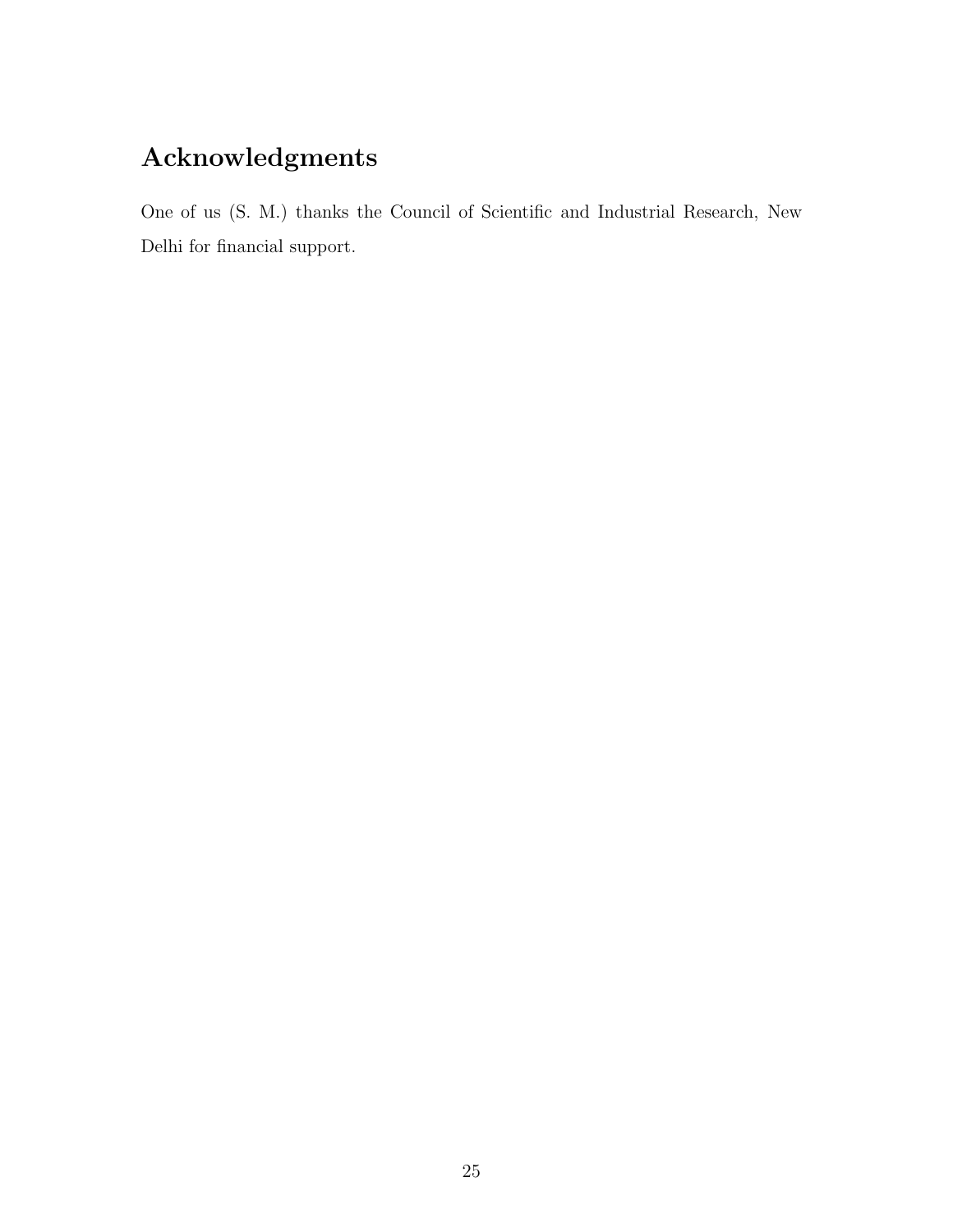## Acknowledgments

One of us (S. M.) thanks the Council of Scientific and Industrial Research, New Delhi for financial support.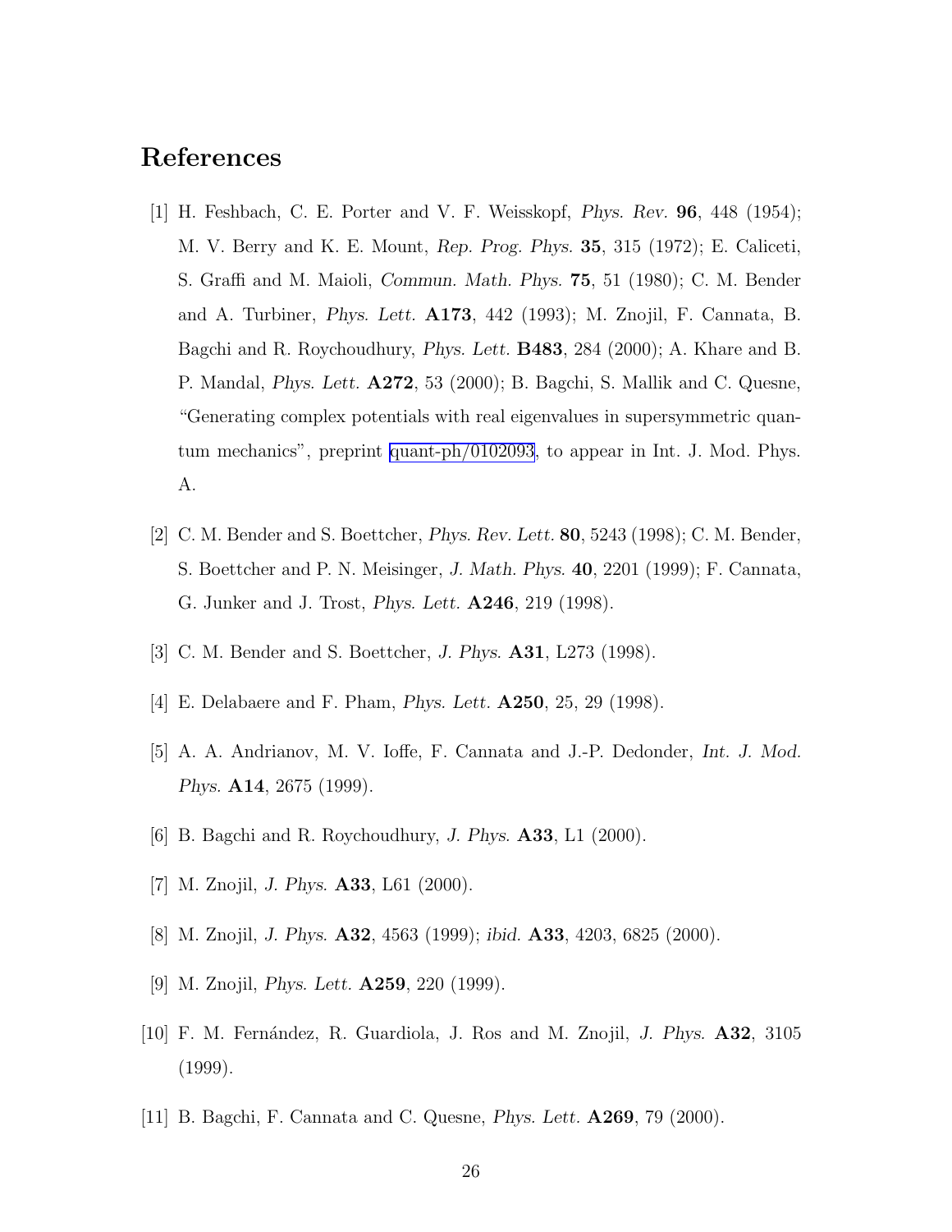# References

[1] H. Feshbach, C. E. Porter and V. F. Weisskopf, *Phys. Rev.* **96**, 448 (1954); M. V. Berry and K. E. Mount, *Rep. Prog. Phys.* **35**, 315 (1972); E. Caliceti, S. Graffi and M. Maioli, *Commun. Math. Phys.* **75**, 51 (1980); C. M. Bender and A. Turbiner, *Phys. Lett.* **A173**, 442 (1993); M. Znojil, F. Cannata, B. Bagchi and R. Roychoudhury, *Phys. Lett.* **B483**, 284 (2000); A. Khare and B. P. Mandal, *Phys. Lett.* **A272**, 53 (2000); B. Bagchi, S. Mallik and C. Quesne, "Generating complex potentials with real eigenvalues in supersymmetric quantum mechanics", preprint quant-ph/0102093, to appear in Int. J. Mod. Phys. A.

[2] C. M. Bender and S. Boettcher, *Phys. Rev. Lett.* **80**, 5243 (1998); C. M. Bender, S. Boettcher and P. N. Meisinger, *J. Math. Phys.* **40**, 2201 (1999); F. Cannata, G. Junker and J. Trost, *Phys. Lett.* **A246**, 219 (1998).

[3] C. M. Bender and S. Boettcher, *J. Phys.* **A31**, L273 (1998).

[4] E. Delabaere and F. Pham, *Phys. Lett.* **A250**, 25, 29 (1998).

[5] A. A. Andrianov, M. V. Ioffe, F. Cannata and J.-P. Dedonder, *Int. J. Mod. Phys.* **A14**, 2675 (1999).

[6] B. Bagchi and R. Roychoudhury, *J. Phys.* **A33**, L1 (2000).

[7] M. Znojil, *J. Phys.* **A33**, L61 (2000).

[8] M. Znojil, *J. Phys.* **A32**, 4563 (1999); *ibid.* **A33**, 4203, 6825 (2000).

[9] M. Znojil, *Phys. Lett.* **A259**, 220 (1999).

[10] F. M. Fernández, R. Guardiola, J. Ros and M. Znojil, *J. Phys.* **A32**, 3105 (1999).

[11] B. Bagchi, F. Cannata and C. Quesne, *Phys. Lett.* **A269**, 79 (2000).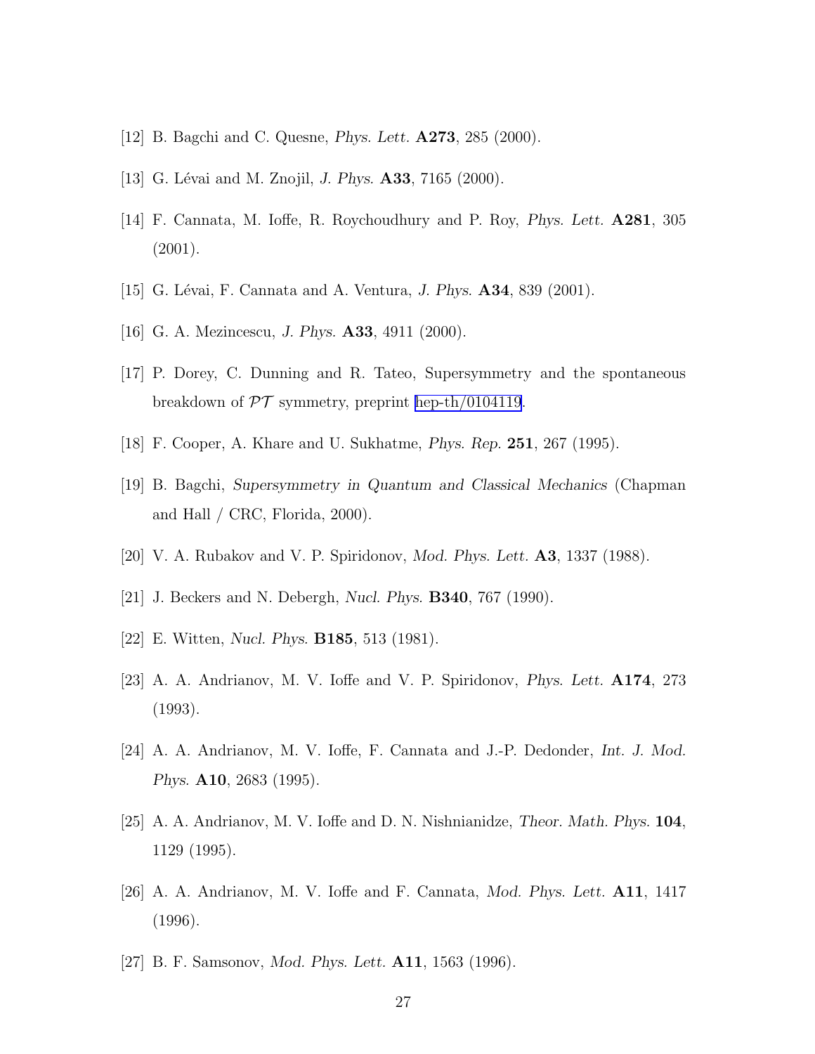[12] B. Bagchi and C. Quesne, *Phys. Lett.* **A273**, 285 (2000).

[13] G. Lévai and M. Znojil, *J. Phys.* **A33**, 7165 (2000).

[14] F. Cannata, M. Ioffe, R. Roychoudhury and P. Roy, *Phys. Lett.* **A281**, 305 (2001).

[15] G. Lévai, F. Cannata and A. Ventura, *J. Phys.* **A34**, 839 (2001).

[16] G. A. Mezincescu, *J. Phys.* **A33**, 4911 (2000).

[17] P. Dorey, C. Dunning and R. Tateo, Supersymmetry and the spontaneous breakdown of $\mathcal{PT}$ symmetry, preprint hep-th/0104119.

[18] F. Cooper, A. Khare and U. Sukhatme, *Phys. Rep.* **251**, 267 (1995).

[19] B. Bagchi, *Supersymmetry in Quantum and Classical Mechanics* (Chapman and Hall / CRC, Florida, 2000).

[20] V. A. Rubakov and V. P. Spiridonov, *Mod. Phys. Lett.* **A3**, 1337 (1988).

[21] J. Beckers and N. Debergh, *Nucl. Phys.* **B340**, 767 (1990).

[22] E. Witten, *Nucl. Phys.* **B185**, 513 (1981).

[23] A. A. Andrianov, M. V. Ioffe and V. P. Spiridonov, *Phys. Lett.* **A174**, 273 (1993).

[24] A. A. Andrianov, M. V. Ioffe, F. Cannata and J.-P. Dedonder, *Int. J. Mod. Phys.* **A10**, 2683 (1995).

[25] A. A. Andrianov, M. V. Ioffe and D. N. Nishnianidze, *Theor. Math. Phys.* **104**, 1129 (1995).

[26] A. A. Andrianov, M. V. Ioffe and F. Cannata, *Mod. Phys. Lett.* **A11**, 1417 (1996).

[27] B. F. Samsonov, *Mod. Phys. Lett.* **A11**, 1563 (1996).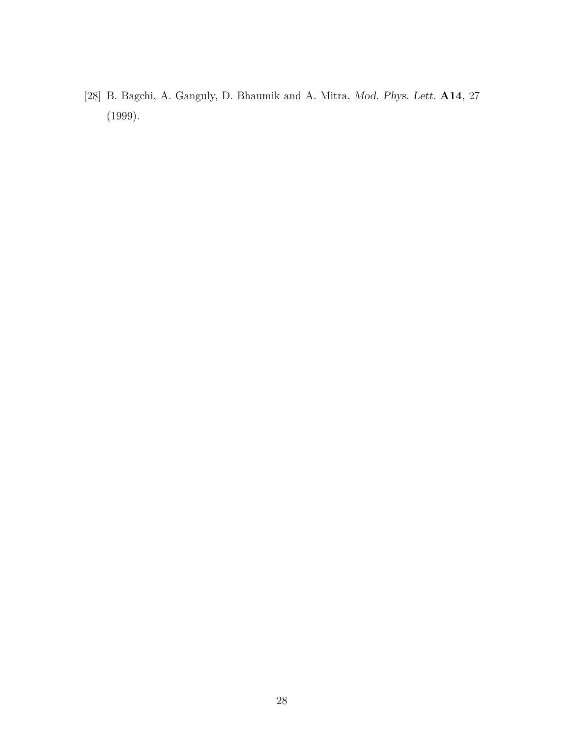[28] B. Bagchi, A. Ganguly, D. Bhaumik and A. Mitra, *Mod. Phys. Lett.* **A14**, 27 (1999).